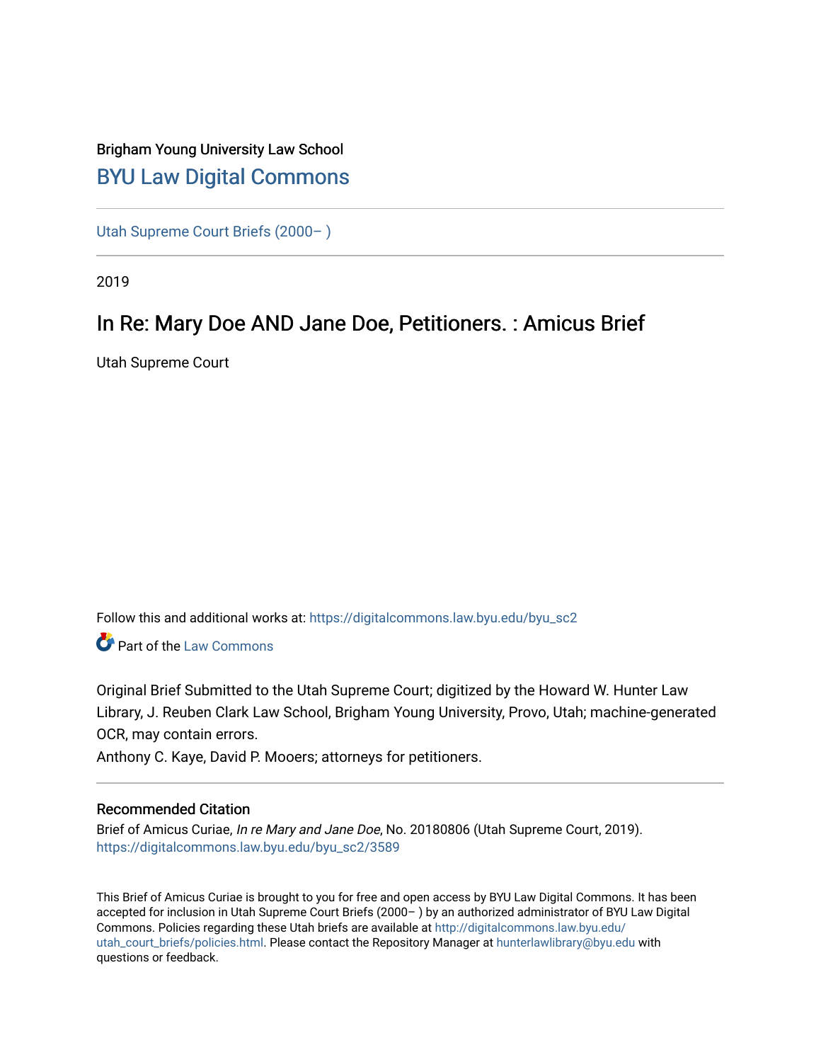Brigham Young University Law School

# BYU Law Digital Commons

Utah Supreme Court Briefs (2000– )

2019

## In Re: Mary Doe AND Jane Doe, Petitioners. : Amicus Brief

Utah Supreme Court

Follow this and additional works at: https://digitalcommons.law.byu.edu/byu_sc2

Part of the Law Commons

Original Brief Submitted to the Utah Supreme Court; digitized by the Howard W. Hunter Law Library, J. Reuben Clark Law School, Brigham Young University, Provo, Utah; machine-generated OCR, may contain errors.

Anthony C. Kaye, David P. Mooers; attorneys for petitioners.

### Recommended Citation

Brief of Amicus Curiae, *In re Mary and Jane Doe*, No. 20180806 (Utah Supreme Court, 2019).
https://digitalcommons.law.byu.edu/byu_sc2/3589

This Brief of Amicus Curiae is brought to you for free and open access by BYU Law Digital Commons. It has been accepted for inclusion in Utah Supreme Court Briefs (2000– ) by an authorized administrator of BYU Law Digital Commons. Policies regarding these Utah briefs are available at http://digitalcommons.law.byu.edu/utah_court_briefs/policies.html. Please contact the Repository Manager at hunterlawlibrary@byu.edu with questions or feedback.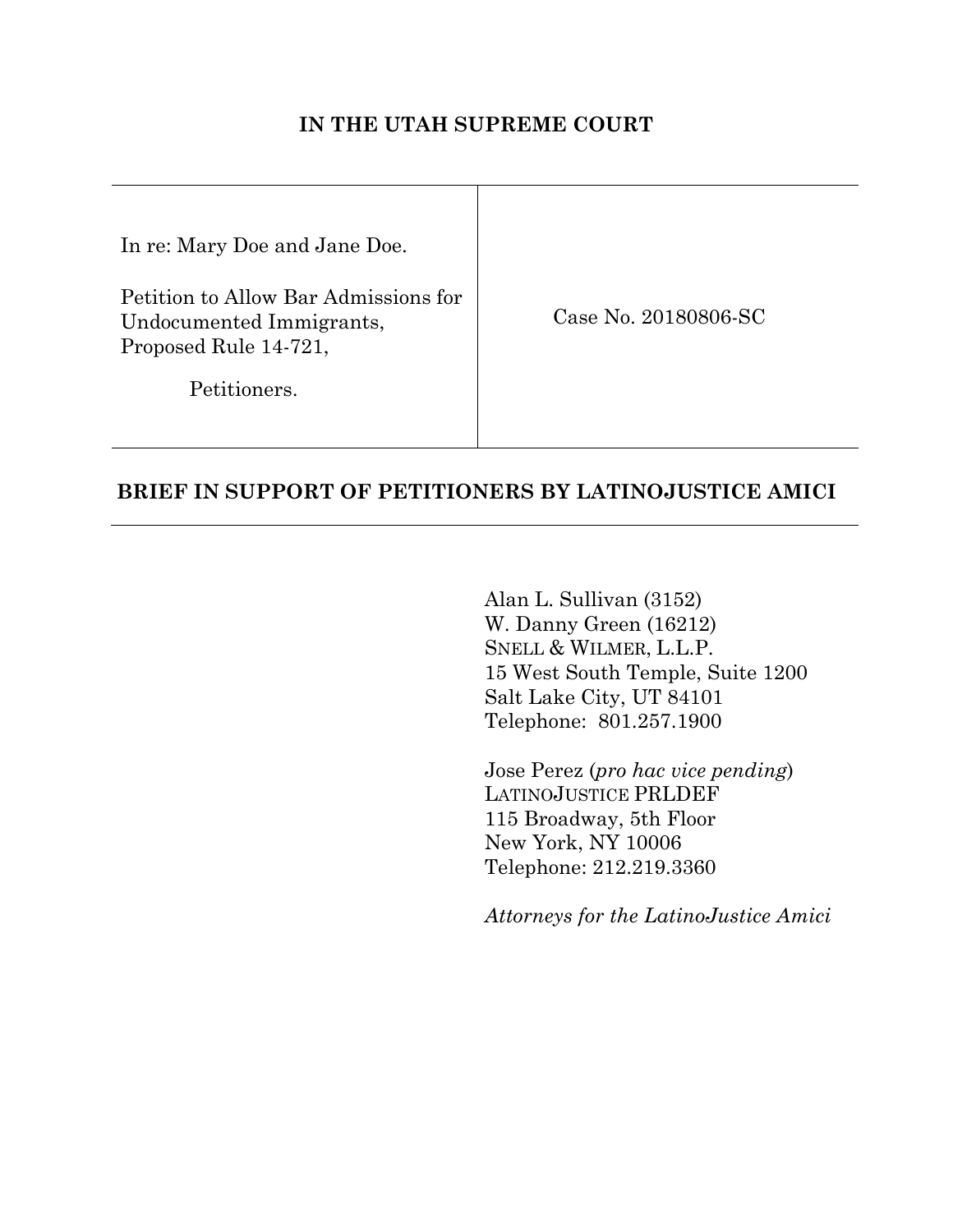**IN THE UTAH SUPREME COURT**

| | |
|---|---|
| In re: Mary Doe and Jane Doe.<br><br>Petition to Allow Bar Admissions for Undocumented Immigrants, Proposed Rule 14-721,<br><br>Petitioners. | Case No. 20180806-SC |

**BRIEF IN SUPPORT OF PETITIONERS BY LATINOJUSTICE AMICI**

Alan L. Sullivan (3152)
W. Danny Green (16212)
SNELL & WILMER, L.L.P.
15 West South Temple, Suite 1200
Salt Lake City, UT 84101
Telephone: 801.257.1900

Jose Perez (*pro hac vice pending*)
LATINOJUSTICE PRLDEF
115 Broadway, 5th Floor
New York, NY 10006
Telephone: 212.219.3360

*Attorneys for the LatinoJustice Amici*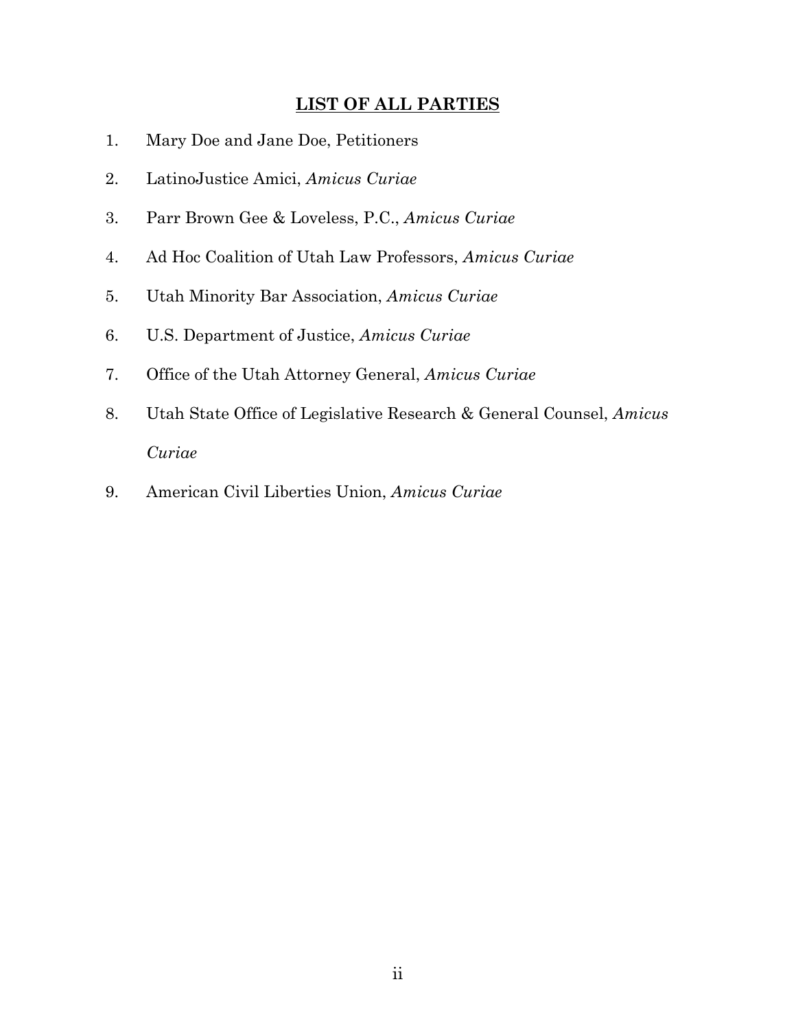## LIST OF ALL PARTIES

1. Mary Doe and Jane Doe, Petitioners
2. LatinoJustice Amici, *Amicus Curiae*
3. Parr Brown Gee & Loveless, P.C., *Amicus Curiae*
4. Ad Hoc Coalition of Utah Law Professors, *Amicus Curiae*
5. Utah Minority Bar Association, *Amicus Curiae*
6. U.S. Department of Justice, *Amicus Curiae*
7. Office of the Utah Attorney General, *Amicus Curiae*
8. Utah State Office of Legislative Research & General Counsel, *Amicus Curiae*
9. American Civil Liberties Union, *Amicus Curiae*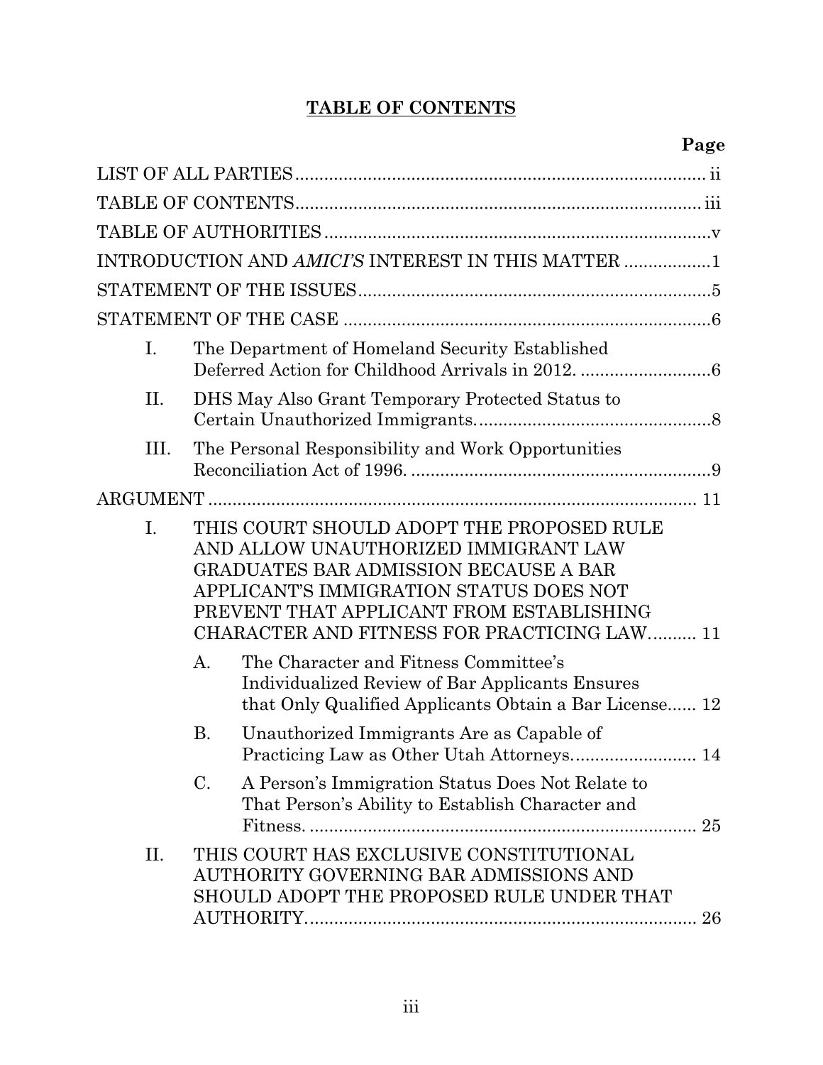# **TABLE OF CONTENTS**

| | | | Page |
|---|---|---|---|
| LIST OF ALL PARTIES | | | ii |
| TABLE OF CONTENTS | | | iii |
| TABLE OF AUTHORITIES | | | v |
| INTRODUCTION AND *AMICI'S* INTEREST IN THIS MATTER | | | 1 |
| STATEMENT OF THE ISSUES | | | 5 |
| STATEMENT OF THE CASE | | | 6 |
| I. | The Department of Homeland Security Established Deferred Action for Childhood Arrivals in 2012. | | 6 |
| II. | DHS May Also Grant Temporary Protected Status to Certain Unauthorized Immigrants. | | 8 |
| III. | The Personal Responsibility and Work Opportunities Reconciliation Act of 1996. | | 9 |
| ARGUMENT | | | 11 |
| I. | THIS COURT SHOULD ADOPT THE PROPOSED RULE AND ALLOW UNAUTHORIZED IMMIGRANT LAW GRADUATES BAR ADMISSION BECAUSE A BAR APPLICANT'S IMMIGRATION STATUS DOES NOT PREVENT THAT APPLICANT FROM ESTABLISHING CHARACTER AND FITNESS FOR PRACTICING LAW. | | 11 |
| | A. | The Character and Fitness Committee's Individualized Review of Bar Applicants Ensures that Only Qualified Applicants Obtain a Bar License. | 12 |
| | B. | Unauthorized Immigrants Are as Capable of Practicing Law as Other Utah Attorneys. | 14 |
| | C. | A Person's Immigration Status Does Not Relate to That Person's Ability to Establish Character and Fitness. | 25 |
| II. | THIS COURT HAS EXCLUSIVE CONSTITUTIONAL AUTHORITY GOVERNING BAR ADMISSIONS AND SHOULD ADOPT THE PROPOSED RULE UNDER THAT AUTHORITY. | | 26 |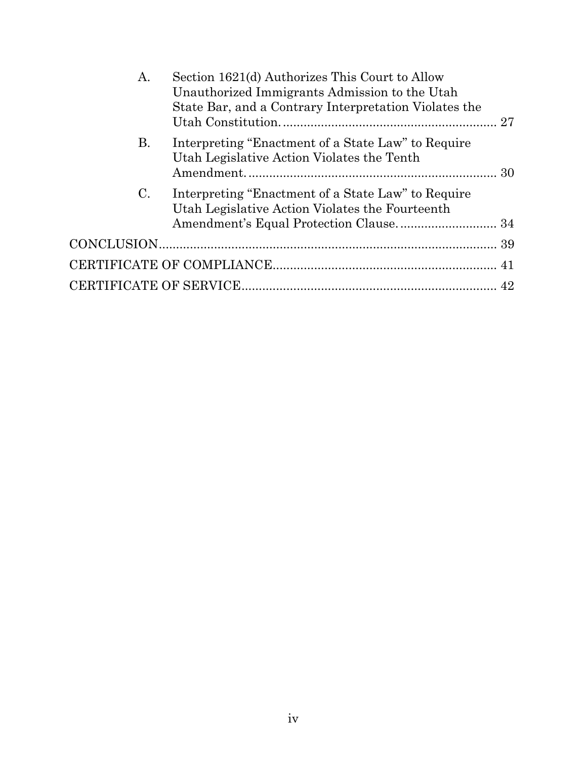A. Section 1621(d) Authorizes This Court to Allow Unauthorized Immigrants Admission to the Utah State Bar, and a Contrary Interpretation Violates the Utah Constitution. ............................................................ 27

B. Interpreting "Enactment of a State Law" to Require Utah Legislative Action Violates the Tenth Amendment. ........................................................................ 30

C. Interpreting "Enactment of a State Law" to Require Utah Legislative Action Violates the Fourteenth Amendment's Equal Protection Clause. ............................ 34

CONCLUSION.................................................................................................. 39

CERTIFICATE OF COMPLIANCE................................................................ 41

CERTIFICATE OF SERVICE......................................................................... 42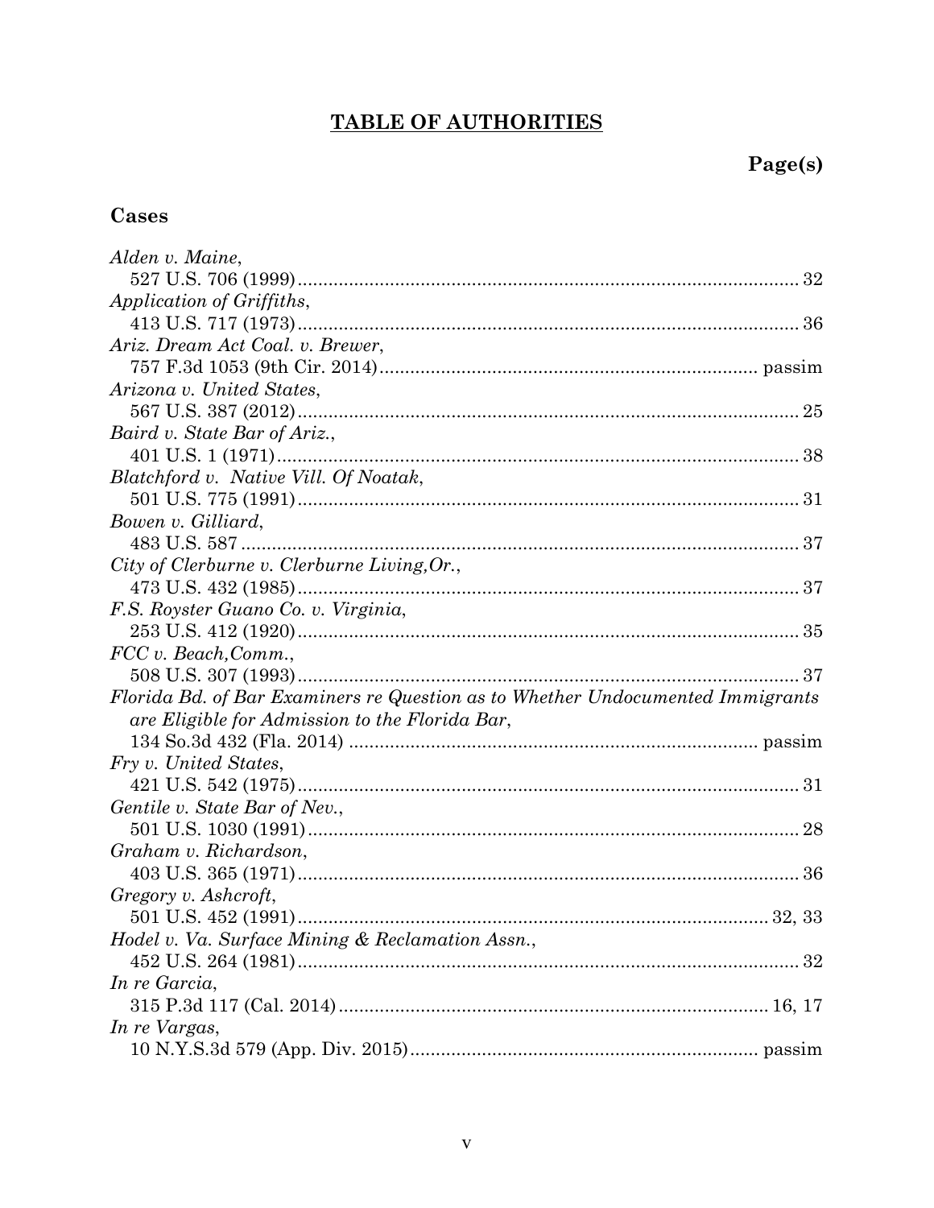# TABLE OF AUTHORITIES

**Page(s)**

## Cases

*Alden v. Maine*,
527 U.S. 706 (1999) ........................................................................................ 32

*Application of Griffiths*,
413 U.S. 717 (1973) ........................................................................................ 36

*Ariz. Dream Act Coal. v. Brewer*,
757 F.3d 1053 (9th Cir. 2014) ........................................................................ passim

*Arizona v. United States*,
567 U.S. 387 (2012) ........................................................................................ 25

*Baird v. State Bar of Ariz.*,
401 U.S. 1 (1971) ............................................................................................ 38

*Blatchford v. Native Vill. Of Noatak*,
501 U.S. 775 (1991) ........................................................................................ 31

*Bowen v. Gilliard*,
483 U.S. 587 ................................................................................................... 37

*City of Clerburne v. Clerburne Living,Or.*,
473 U.S. 432 (1985) ........................................................................................ 37

*F.S. Royster Guano Co. v. Virginia*,
253 U.S. 412 (1920) ........................................................................................ 35

*FCC v. Beach,Comm.*,
508 U.S. 307 (1993) ........................................................................................ 37

*Florida Bd. of Bar Examiners re Question as to Whether Undocumented Immigrants are Eligible for Admission to the Florida Bar*,
134 So.3d 432 (Fla. 2014) ............................................................................. passim

*Fry v. United States*,
421 U.S. 542 (1975) ........................................................................................ 31

*Gentile v. State Bar of Nev.*,
501 U.S. 1030 (1991) ...................................................................................... 28

*Graham v. Richardson*,
403 U.S. 365 (1971) ........................................................................................ 36

*Gregory v. Ashcroft*,
501 U.S. 452 (1991) .................................................................................. 32, 33

*Hodel v. Va. Surface Mining & Reclamation Assn.*,
452 U.S. 264 (1981) ........................................................................................ 32

*In re Garcia*,
315 P.3d 117 (Cal. 2014) ........................................................................... 16, 17

*In re Vargas*,
10 N.Y.S.3d 579 (App. Div. 2015) ................................................................ passim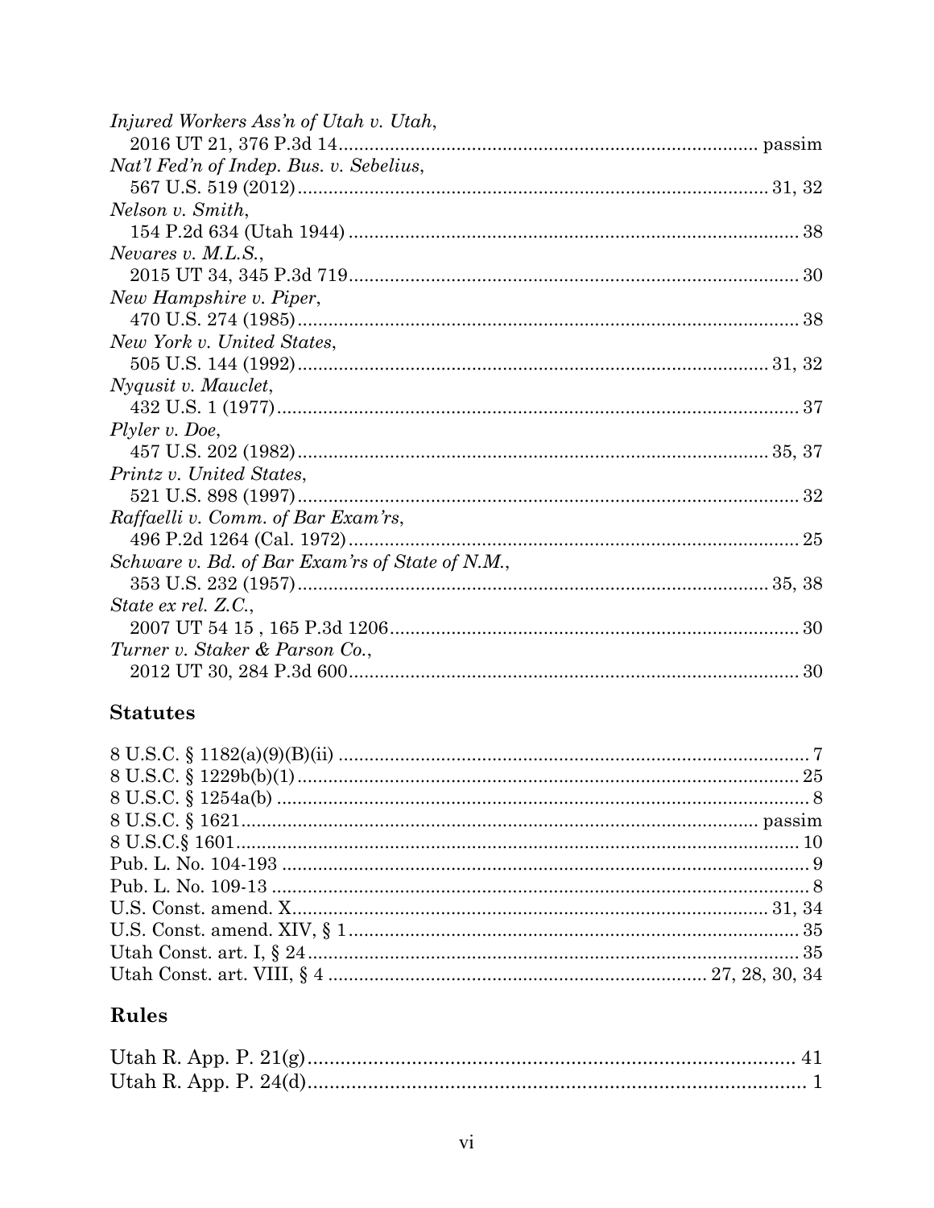*Injured Workers Ass'n of Utah v. Utah*,
2016 UT 21, 376 P.3d 14 .................................................................................. passim

*Nat'l Fed'n of Indep. Bus. v. Sebelius*,
567 U.S. 519 (2012) ............................................................................................ 31, 32

*Nelson v. Smith*,
154 P.2d 634 (Utah 1944) ....................................................................................... 38

*Nevares v. M.L.S.*,
2015 UT 34, 345 P.3d 719 ....................................................................................... 30

*New Hampshire v. Piper*,
470 U.S. 274 (1985) ................................................................................................. 38

*New York v. United States*,
505 U.S. 144 (1992) ............................................................................................ 31, 32

*Nyqusit v. Mauclet*,
432 U.S. 1 (1977) ..................................................................................................... 37

*Plyler v. Doe*,
457 U.S. 202 (1982) ............................................................................................ 35, 37

*Printz v. United States*,
521 U.S. 898 (1997) ................................................................................................. 32

*Raffaelli v. Comm. of Bar Exam'rs*,
496 P.2d 1264 (Cal. 1972) ....................................................................................... 25

*Schware v. Bd. of Bar Exam'rs of State of N.M.*,
353 U.S. 232 (1957) ............................................................................................ 35, 38

*State ex rel. Z.C.*,
2007 UT 54 15 , 165 P.3d 1206 ................................................................................ 30

*Turner v. Staker & Parson Co.*,
2012 UT 30, 284 P.3d 600 ....................................................................................... 30

## Statutes

8 U.S.C. § 1182(a)(9)(B)(ii) ........................................................................................ 7
8 U.S.C. § 1229b(b)(1) ............................................................................................... 25
8 U.S.C. § 1254a(b) ..................................................................................................... 8
8 U.S.C. § 1621 .................................................................................................. passim
8 U.S.C.§ 1601 ........................................................................................................... 10
Pub. L. No. 104-193 ...................................................................................................... 9
Pub. L. No. 109-13 ........................................................................................................ 8
U.S. Const. amend. X ............................................................................................ 31, 34
U.S. Const. amend. XIV, § 1 ...................................................................................... 35
Utah Const. art. I, § 24 .............................................................................................. 35
Utah Const. art. VIII, § 4 ......................................................................... 27, 28, 30, 34

## Rules

Utah R. App. P. 21(g) ................................................................................................. 41
Utah R. App. P. 24(d) ................................................................................................... 1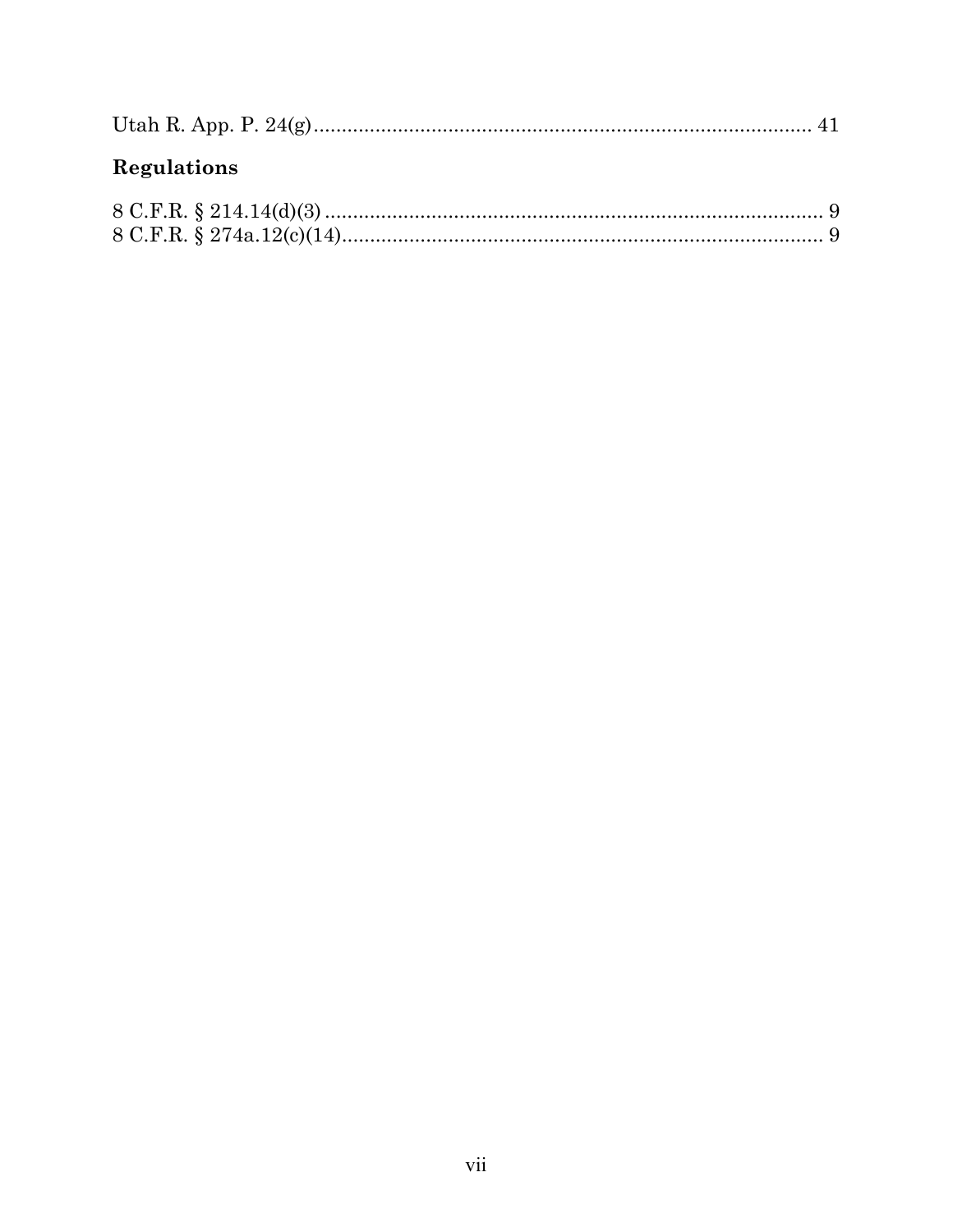Utah R. App. P. 24(g) ........................................................................................ 41

### Regulations

8 C.F.R. § 214.14(d)(3) ........................................................................................ 9
8 C.F.R. § 274a.12(c)(14)...................................................................................... 9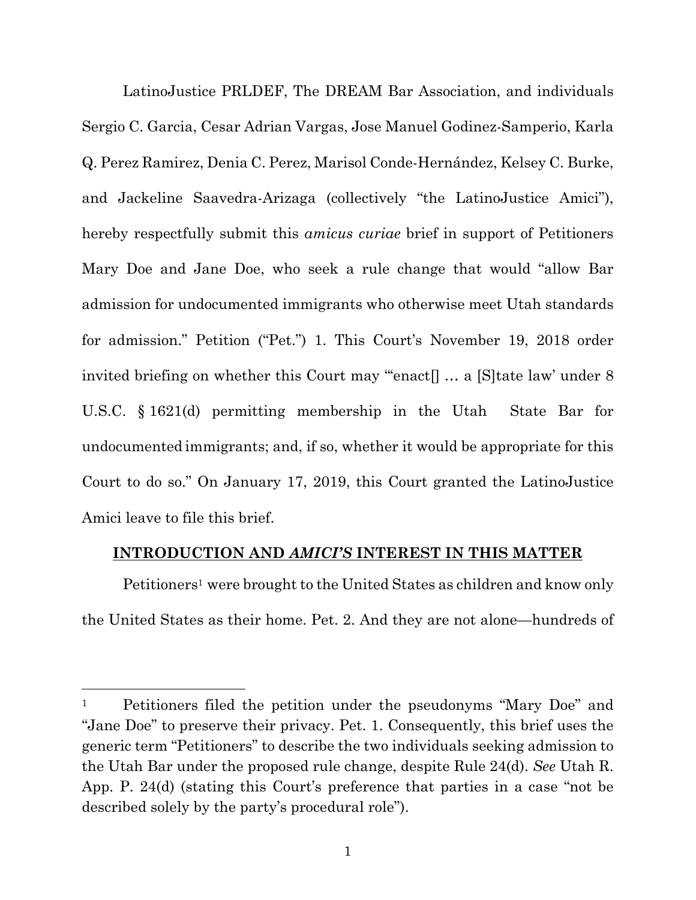LatinoJustice PRLDEF, The DREAM Bar Association, and individuals Sergio C. Garcia, Cesar Adrian Vargas, Jose Manuel Godinez-Samperio, Karla Q. Perez Ramirez, Denia C. Perez, Marisol Conde-Hernández, Kelsey C. Burke, and Jackeline Saavedra-Arizaga (collectively "the LatinoJustice Amici"), hereby respectfully submit this *amicus curiae* brief in support of Petitioners Mary Doe and Jane Doe, who seek a rule change that would "allow Bar admission for undocumented immigrants who otherwise meet Utah standards for admission." Petition ("Pet.") 1. This Court's November 19, 2018 order invited briefing on whether this Court may "'enact[] … a [S]tate law' under 8 U.S.C. § 1621(d) permitting membership in the Utah State Bar for undocumented immigrants; and, if so, whether it would be appropriate for this Court to do so." On January 17, 2019, this Court granted the LatinoJustice Amici leave to file this brief.

## <u>INTRODUCTION AND *AMICI'S* INTEREST IN THIS MATTER</u>

Petitioners[1] were brought to the United States as children and know only the United States as their home. Pet. 2. And they are not alone—hundreds of

---

[1] Petitioners filed the petition under the pseudonyms "Mary Doe" and "Jane Doe" to preserve their privacy. Pet. 1. Consequently, this brief uses the generic term "Petitioners" to describe the two individuals seeking admission to the Utah Bar under the proposed rule change, despite Rule 24(d). *See* Utah R. App. P. 24(d) (stating this Court's preference that parties in a case "not be described solely by the party's procedural role").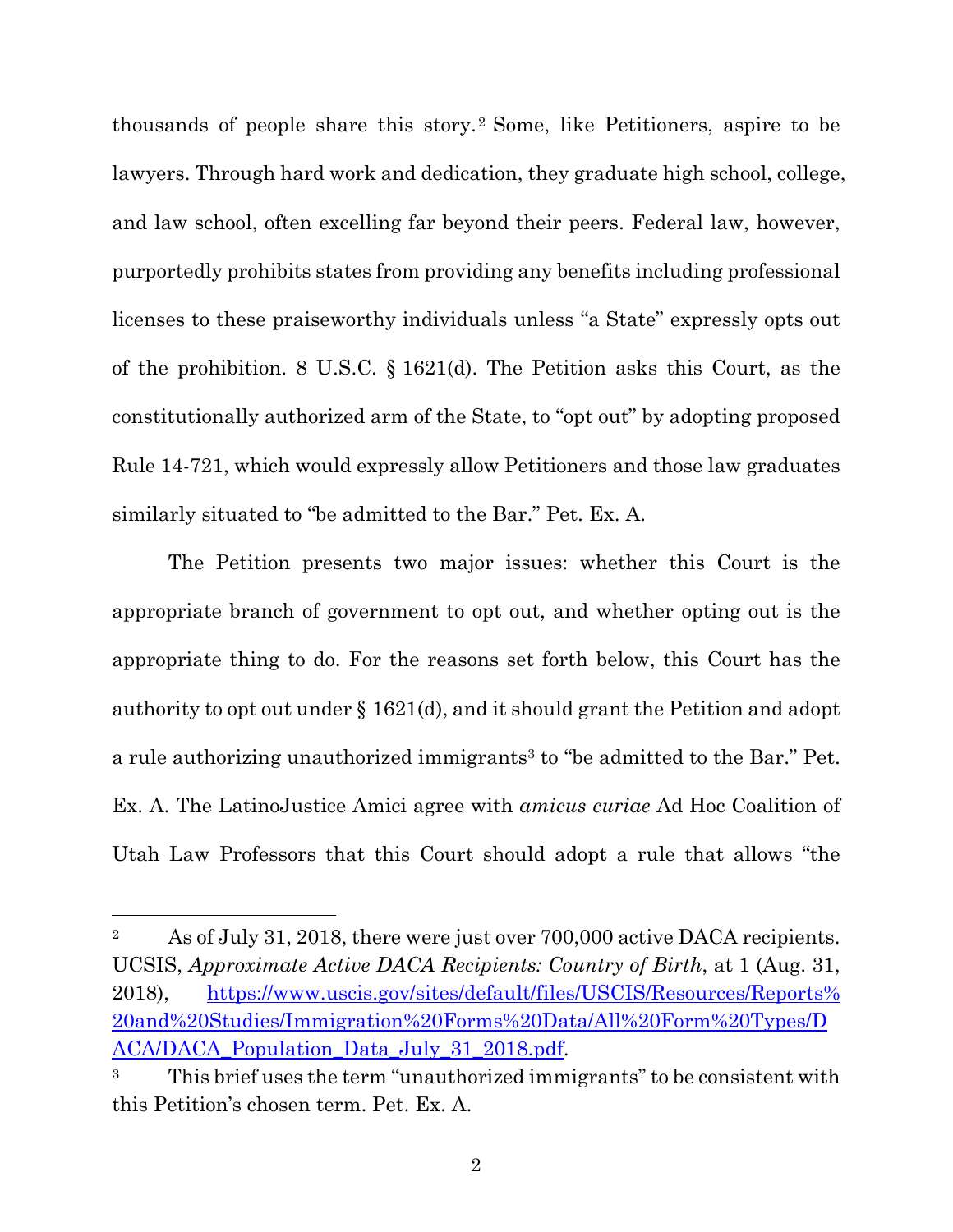thousands of people share this story.[2] Some, like Petitioners, aspire to be lawyers. Through hard work and dedication, they graduate high school, college, and law school, often excelling far beyond their peers. Federal law, however, purportedly prohibits states from providing any benefits including professional licenses to these praiseworthy individuals unless "a State" expressly opts out of the prohibition. 8 U.S.C. § 1621(d). The Petition asks this Court, as the constitutionally authorized arm of the State, to "opt out" by adopting proposed Rule 14-721, which would expressly allow Petitioners and those law graduates similarly situated to "be admitted to the Bar." Pet. Ex. A.

The Petition presents two major issues: whether this Court is the appropriate branch of government to opt out, and whether opting out is the appropriate thing to do. For the reasons set forth below, this Court has the authority to opt out under § 1621(d), and it should grant the Petition and adopt a rule authorizing unauthorized immigrants[3] to "be admitted to the Bar." Pet. Ex. A. The LatinoJustice Amici agree with *amicus curiae* Ad Hoc Coalition of Utah Law Professors that this Court should adopt a rule that allows "the

---

[2] As of July 31, 2018, there were just over 700,000 active DACA recipients. UCSIS, *Approximate Active DACA Recipients: Country of Birth*, at 1 (Aug. 31, 2018), https://www.uscis.gov/sites/default/files/USCIS/Resources/Reports%20and%20Studies/Immigration%20Forms%20Data/All%20Form%20Types/DACA/DACA_Population_Data_July_31_2018.pdf.

[3] This brief uses the term "unauthorized immigrants" to be consistent with this Petition's chosen term. Pet. Ex. A.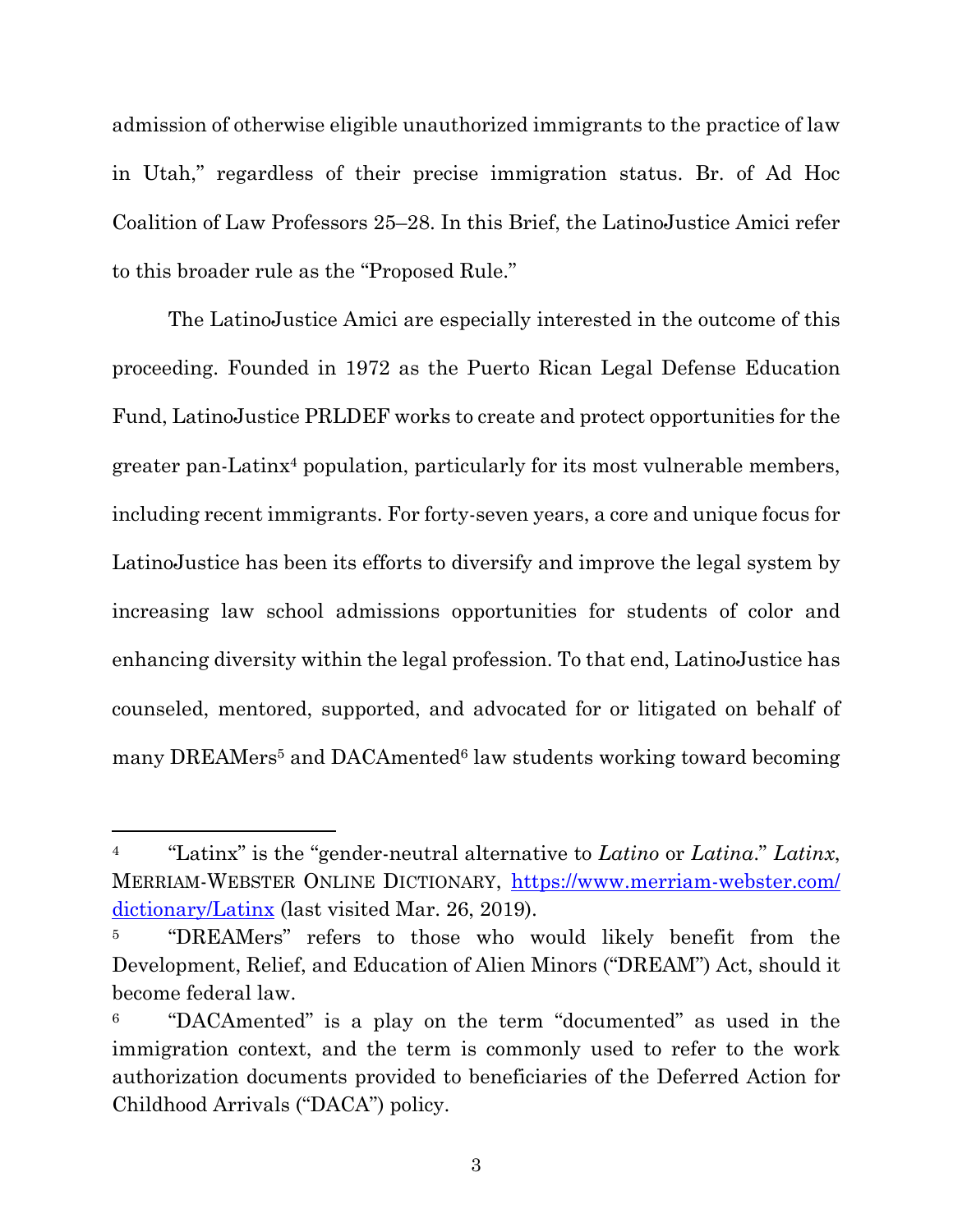admission of otherwise eligible unauthorized immigrants to the practice of law in Utah," regardless of their precise immigration status. Br. of Ad Hoc Coalition of Law Professors 25–28. In this Brief, the LatinoJustice Amici refer to this broader rule as the "Proposed Rule."

The LatinoJustice Amici are especially interested in the outcome of this proceeding. Founded in 1972 as the Puerto Rican Legal Defense Education Fund, LatinoJustice PRLDEF works to create and protect opportunities for the greater pan-Latinx[4] population, particularly for its most vulnerable members, including recent immigrants. For forty-seven years, a core and unique focus for LatinoJustice has been its efforts to diversify and improve the legal system by increasing law school admissions opportunities for students of color and enhancing diversity within the legal profession. To that end, LatinoJustice has counseled, mentored, supported, and advocated for or litigated on behalf of many DREAMers[5] and DACAmented[6] law students working toward becoming

---

[4] "Latinx" is the "gender-neutral alternative to *Latino* or *Latina*." *Latinx*, MERRIAM-WEBSTER ONLINE DICTIONARY, https://www.merriam-webster.com/dictionary/Latinx (last visited Mar. 26, 2019).

[5] "DREAMers" refers to those who would likely benefit from the Development, Relief, and Education of Alien Minors ("DREAM") Act, should it become federal law.

[6] "DACAmented" is a play on the term "documented" as used in the immigration context, and the term is commonly used to refer to the work authorization documents provided to beneficiaries of the Deferred Action for Childhood Arrivals ("DACA") policy.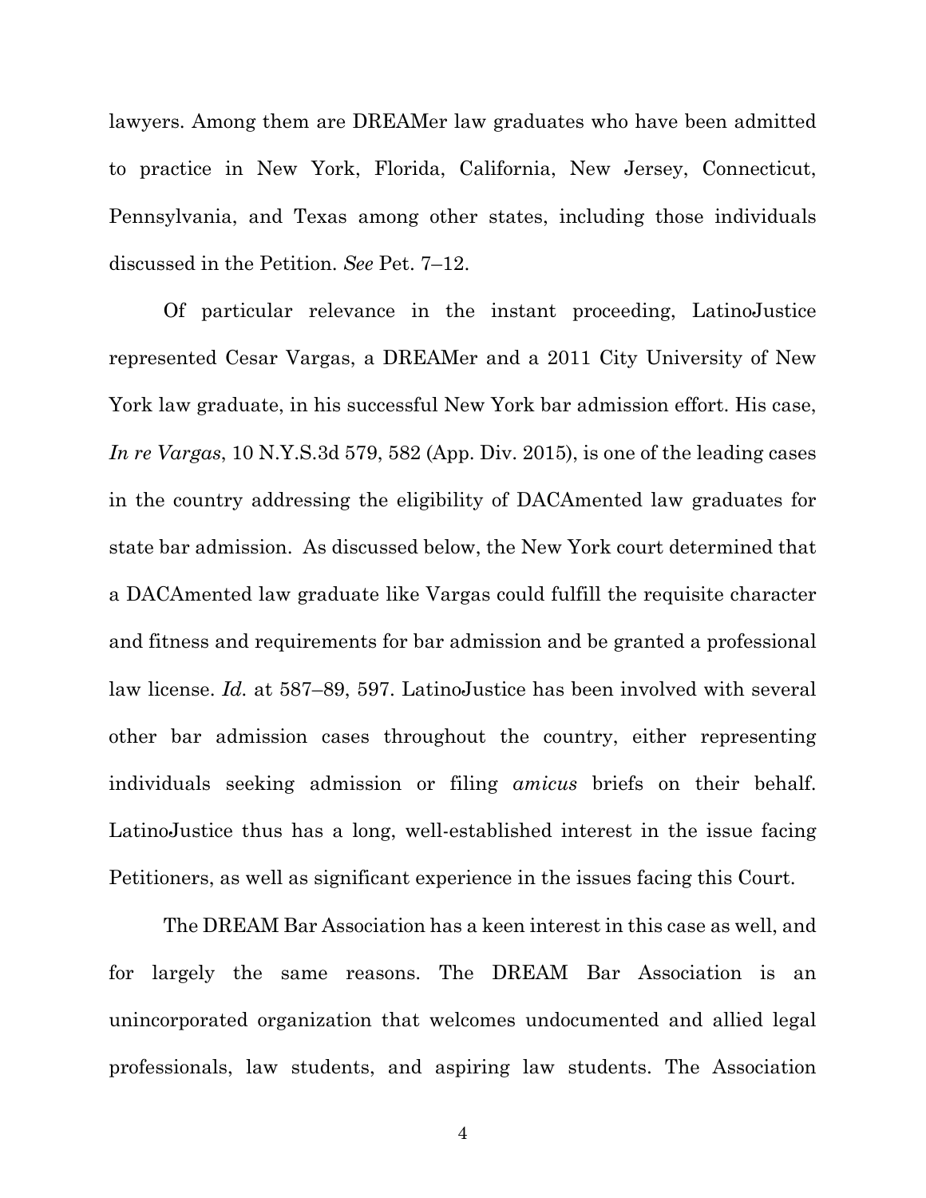lawyers. Among them are DREAMer law graduates who have been admitted to practice in New York, Florida, California, New Jersey, Connecticut, Pennsylvania, and Texas among other states, including those individuals discussed in the Petition. *See* Pet. 7–12.

Of particular relevance in the instant proceeding, LatinoJustice represented Cesar Vargas, a DREAMer and a 2011 City University of New York law graduate, in his successful New York bar admission effort. His case, *In re Vargas*, 10 N.Y.S.3d 579, 582 (App. Div. 2015), is one of the leading cases in the country addressing the eligibility of DACAmented law graduates for state bar admission. As discussed below, the New York court determined that a DACAmented law graduate like Vargas could fulfill the requisite character and fitness and requirements for bar admission and be granted a professional law license. *Id.* at 587–89, 597. LatinoJustice has been involved with several other bar admission cases throughout the country, either representing individuals seeking admission or filing *amicus* briefs on their behalf. LatinoJustice thus has a long, well-established interest in the issue facing Petitioners, as well as significant experience in the issues facing this Court.

The DREAM Bar Association has a keen interest in this case as well, and for largely the same reasons. The DREAM Bar Association is an unincorporated organization that welcomes undocumented and allied legal professionals, law students, and aspiring law students. The Association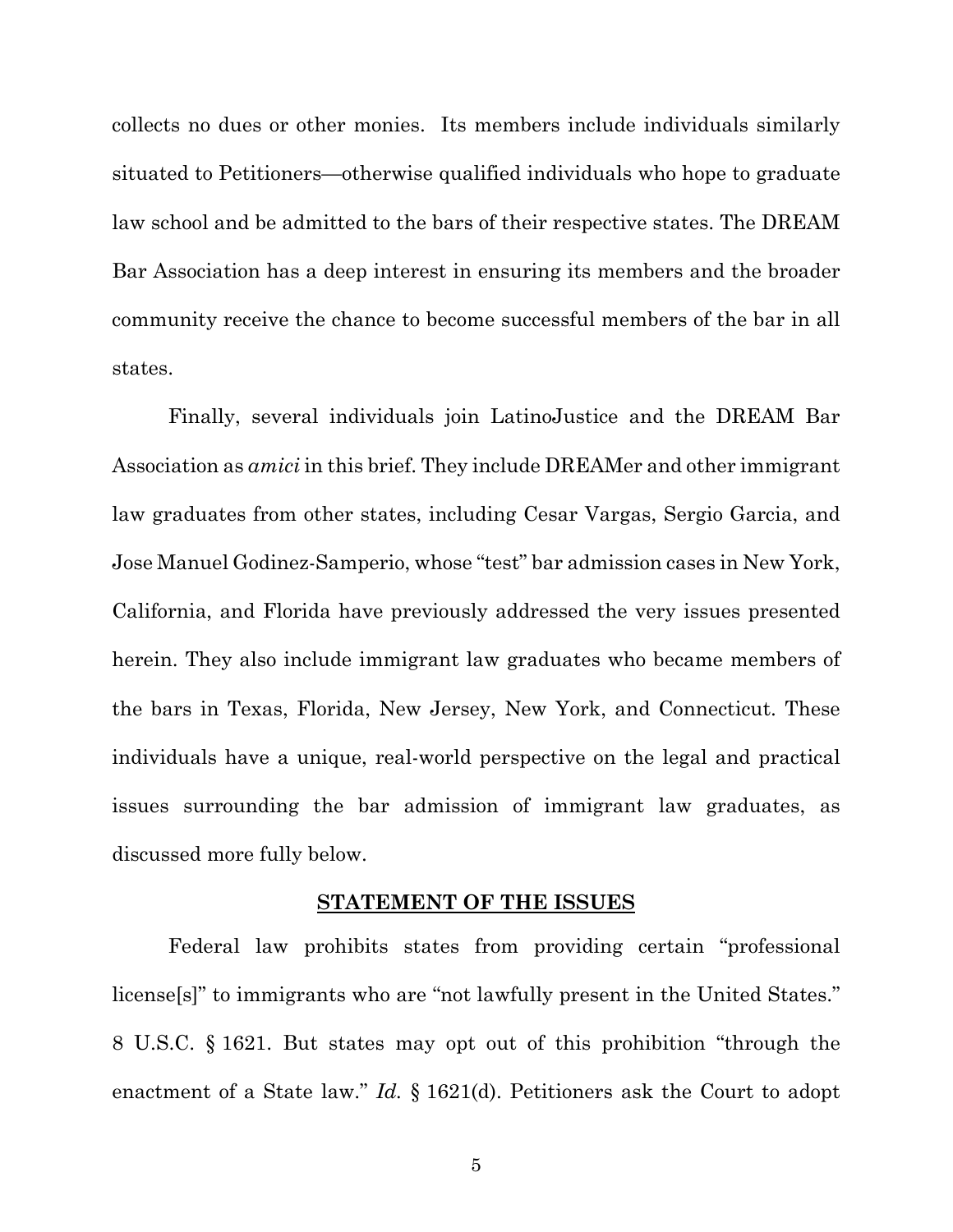collects no dues or other monies. Its members include individuals similarly situated to Petitioners—otherwise qualified individuals who hope to graduate law school and be admitted to the bars of their respective states. The DREAM Bar Association has a deep interest in ensuring its members and the broader community receive the chance to become successful members of the bar in all states.

Finally, several individuals join LatinoJustice and the DREAM Bar Association as *amici* in this brief. They include DREAMer and other immigrant law graduates from other states, including Cesar Vargas, Sergio Garcia, and Jose Manuel Godinez-Samperio, whose "test" bar admission cases in New York, California, and Florida have previously addressed the very issues presented herein. They also include immigrant law graduates who became members of the bars in Texas, Florida, New Jersey, New York, and Connecticut. These individuals have a unique, real-world perspective on the legal and practical issues surrounding the bar admission of immigrant law graduates, as discussed more fully below.

## STATEMENT OF THE ISSUES

Federal law prohibits states from providing certain "professional license[s]" to immigrants who are "not lawfully present in the United States." 8 U.S.C. § 1621. But states may opt out of this prohibition "through the enactment of a State law." *Id.* § 1621(d). Petitioners ask the Court to adopt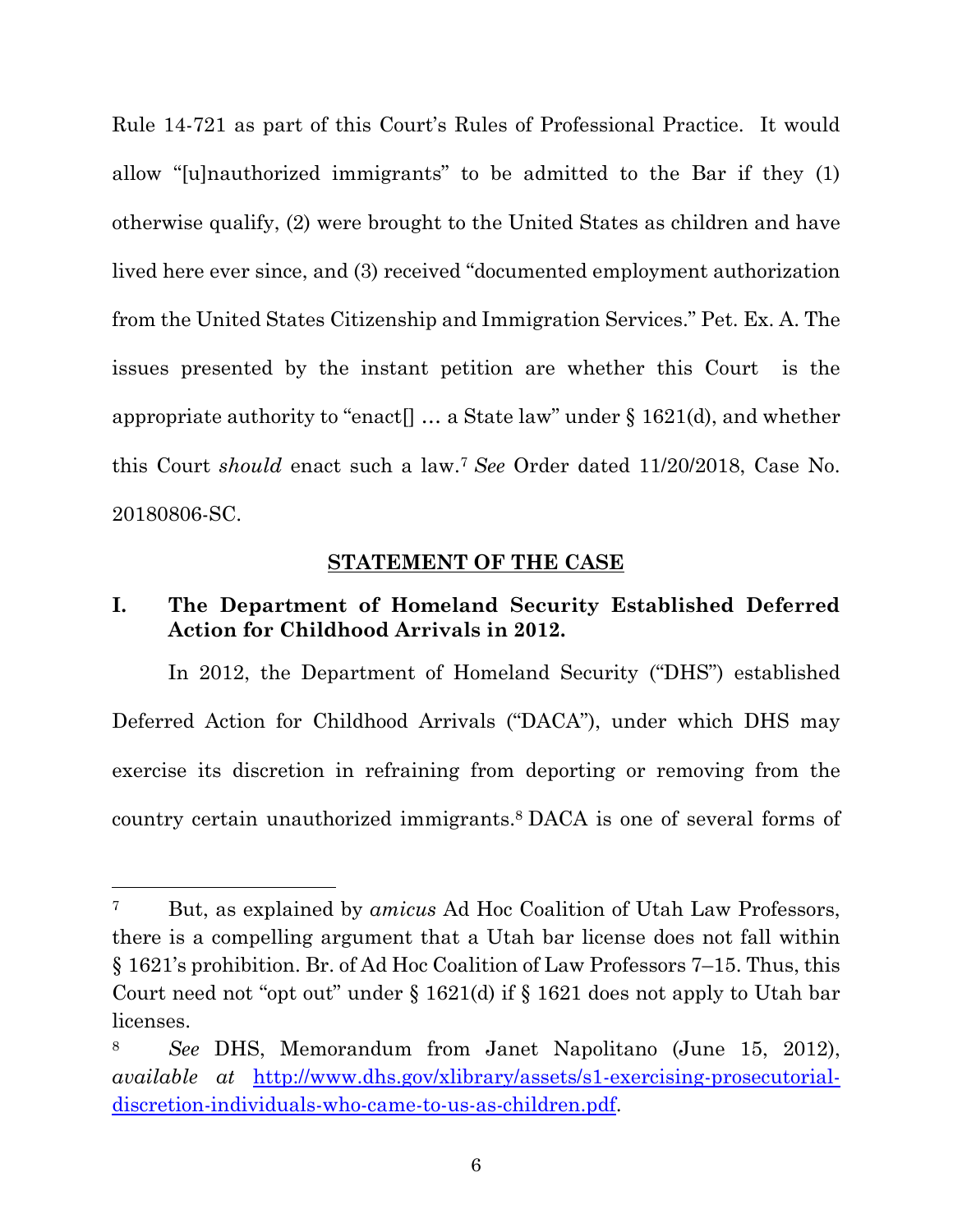Rule 14-721 as part of this Court's Rules of Professional Practice. It would allow "[u]nauthorized immigrants" to be admitted to the Bar if they (1) otherwise qualify, (2) were brought to the United States as children and have lived here ever since, and (3) received "documented employment authorization from the United States Citizenship and Immigration Services." Pet. Ex. A. The issues presented by the instant petition are whether this Court is the appropriate authority to "enact[] … a State law" under § 1621(d), and whether this Court *should* enact such a law.[7] *See* Order dated 11/20/2018, Case No. 20180806-SC.

## STATEMENT OF THE CASE

### I. The Department of Homeland Security Established Deferred Action for Childhood Arrivals in 2012.

In 2012, the Department of Homeland Security ("DHS") established Deferred Action for Childhood Arrivals ("DACA"), under which DHS may exercise its discretion in refraining from deporting or removing from the country certain unauthorized immigrants.[8] DACA is one of several forms of

---

[7] But, as explained by *amicus* Ad Hoc Coalition of Utah Law Professors, there is a compelling argument that a Utah bar license does not fall within § 1621's prohibition. Br. of Ad Hoc Coalition of Law Professors 7–15. Thus, this Court need not "opt out" under § 1621(d) if § 1621 does not apply to Utah bar licenses.

[8] *See* DHS, Memorandum from Janet Napolitano (June 15, 2012), *available at* [http://www.dhs.gov/xlibrary/assets/s1-exercising-prosecutorial-discretion-individuals-who-came-to-us-as-children.pdf](http://www.dhs.gov/xlibrary/assets/s1-exercising-prosecutorial-discretion-individuals-who-came-to-us-as-children.pdf).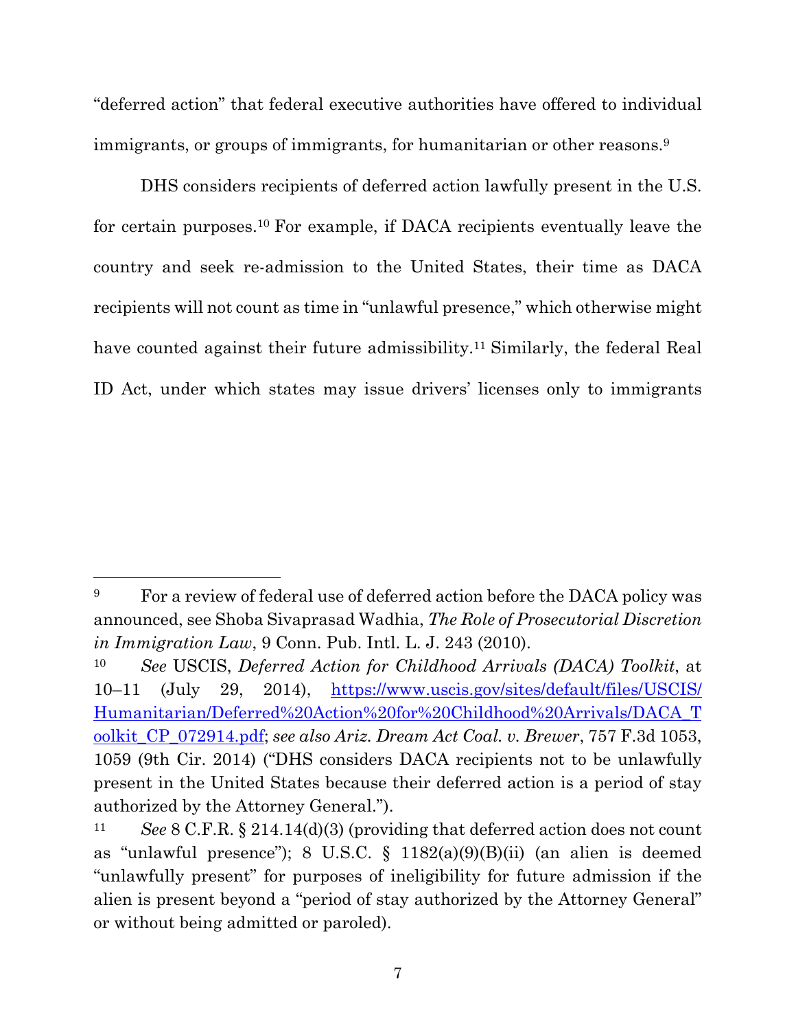"deferred action" that federal executive authorities have offered to individual immigrants, or groups of immigrants, for humanitarian or other reasons.[9]

DHS considers recipients of deferred action lawfully present in the U.S. for certain purposes.[10] For example, if DACA recipients eventually leave the country and seek re-admission to the United States, their time as DACA recipients will not count as time in "unlawful presence," which otherwise might have counted against their future admissibility.[11] Similarly, the federal Real ID Act, under which states may issue drivers' licenses only to immigrants

---

[9] For a review of federal use of deferred action before the DACA policy was announced, see Shoba Sivaprasad Wadhia, *The Role of Prosecutorial Discretion in Immigration Law*, 9 Conn. Pub. Intl. L. J. 243 (2010).

[10] *See* USCIS, *Deferred Action for Childhood Arrivals (DACA) Toolkit*, at 10–11 (July 29, 2014), https://www.uscis.gov/sites/default/files/USCIS/Humanitarian/Deferred%20Action%20for%20Childhood%20Arrivals/DACA_Toolkit_CP_072914.pdf; *see also Ariz. Dream Act Coal. v. Brewer*, 757 F.3d 1053, 1059 (9th Cir. 2014) ("DHS considers DACA recipients not to be unlawfully present in the United States because their deferred action is a period of stay authorized by the Attorney General.").

[11] *See* 8 C.F.R. § 214.14(d)(3) (providing that deferred action does not count as "unlawful presence"); 8 U.S.C. § 1182(a)(9)(B)(ii) (an alien is deemed "unlawfully present" for purposes of ineligibility for future admission if the alien is present beyond a "period of stay authorized by the Attorney General" or without being admitted or paroled).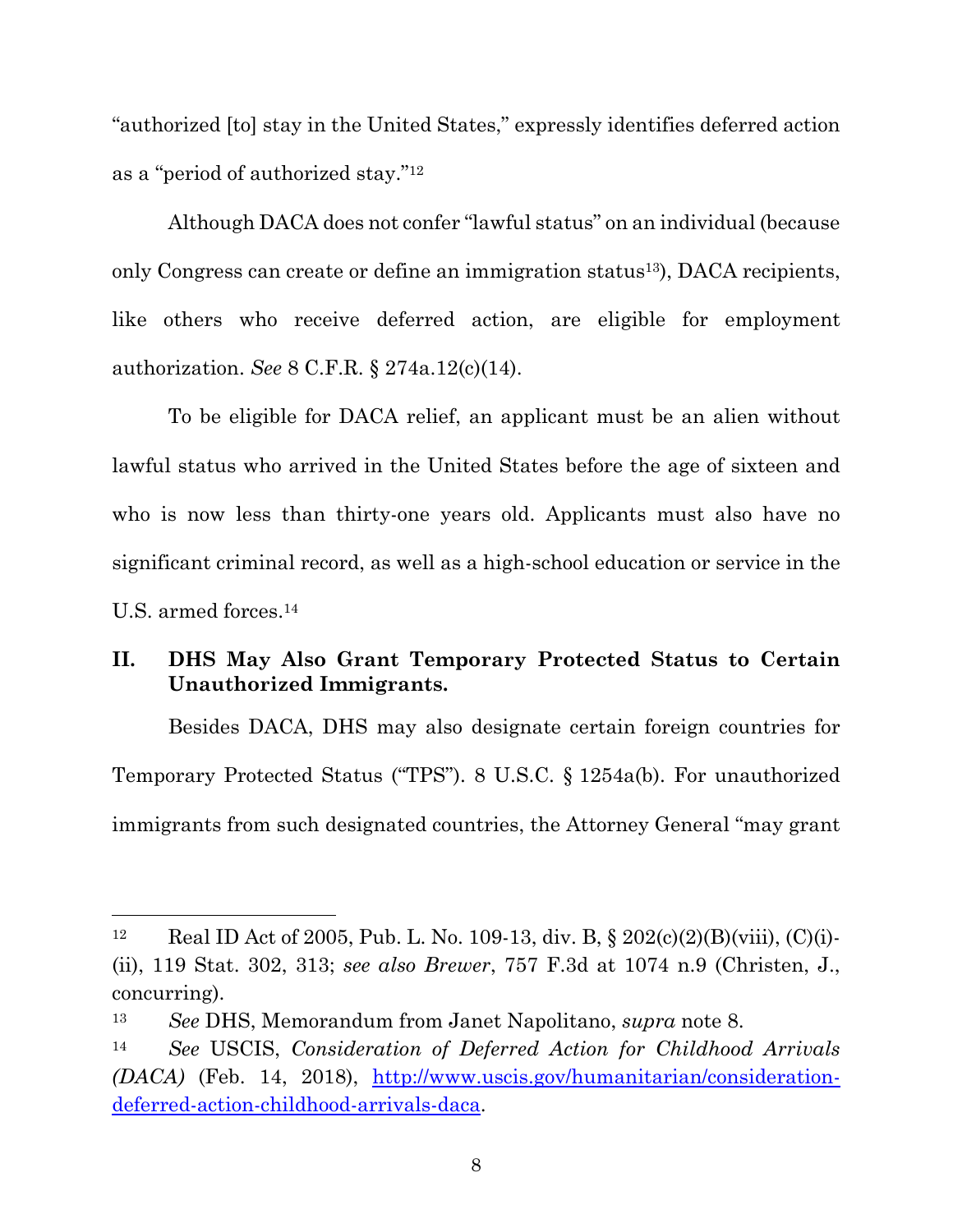"authorized [to] stay in the United States," expressly identifies deferred action as a "period of authorized stay."[12]

Although DACA does not confer "lawful status" on an individual (because only Congress can create or define an immigration status[13]), DACA recipients, like others who receive deferred action, are eligible for employment authorization. *See* 8 C.F.R. § 274a.12(c)(14).

To be eligible for DACA relief, an applicant must be an alien without lawful status who arrived in the United States before the age of sixteen and who is now less than thirty-one years old. Applicants must also have no significant criminal record, as well as a high-school education or service in the U.S. armed forces.[14]

## II. DHS May Also Grant Temporary Protected Status to Certain Unauthorized Immigrants.

Besides DACA, DHS may also designate certain foreign countries for Temporary Protected Status ("TPS"). 8 U.S.C. § 1254a(b). For unauthorized immigrants from such designated countries, the Attorney General "may grant

---

[12] Real ID Act of 2005, Pub. L. No. 109-13, div. B, § 202(c)(2)(B)(viii), (C)(i)-(ii), 119 Stat. 302, 313; *see also Brewer*, 757 F.3d at 1074 n.9 (Christen, J., concurring).

[13] *See* DHS, Memorandum from Janet Napolitano, *supra* note 8.

[14] *See* USCIS, *Consideration of Deferred Action for Childhood Arrivals (DACA)* (Feb. 14, 2018), [http://www.uscis.gov/humanitarian/consideration-deferred-action-childhood-arrivals-daca](http://www.uscis.gov/humanitarian/consideration-deferred-action-childhood-arrivals-daca).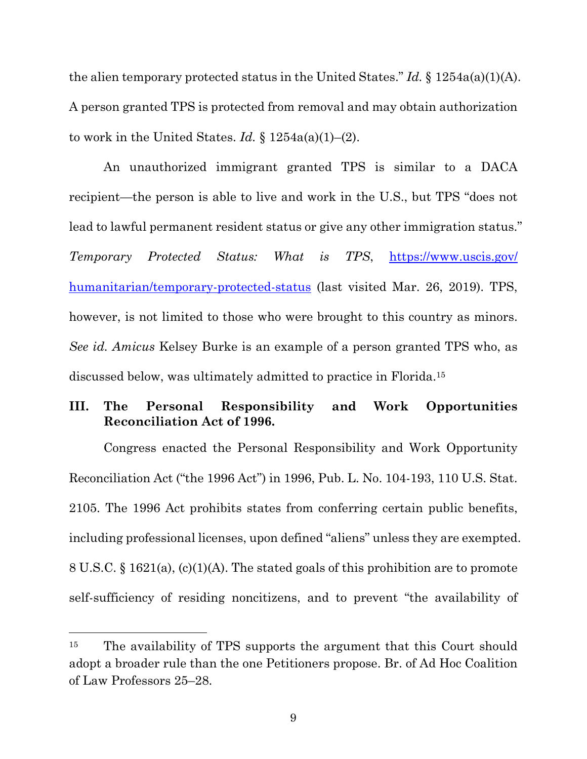the alien temporary protected status in the United States." *Id.* § 1254a(a)(1)(A). A person granted TPS is protected from removal and may obtain authorization to work in the United States. *Id.* § 1254a(a)(1)–(2).

An unauthorized immigrant granted TPS is similar to a DACA recipient—the person is able to live and work in the U.S., but TPS "does not lead to lawful permanent resident status or give any other immigration status." *Temporary Protected Status: What is TPS*, https://www.uscis.gov/humanitarian/temporary-protected-status (last visited Mar. 26, 2019). TPS, however, is not limited to those who were brought to this country as minors. *See id. Amicus* Kelsey Burke is an example of a person granted TPS who, as discussed below, was ultimately admitted to practice in Florida.[15]

## III. The Personal Responsibility and Work Opportunities Reconciliation Act of 1996.

Congress enacted the Personal Responsibility and Work Opportunity Reconciliation Act ("the 1996 Act") in 1996, Pub. L. No. 104-193, 110 U.S. Stat. 2105. The 1996 Act prohibits states from conferring certain public benefits, including professional licenses, upon defined "aliens" unless they are exempted. 8 U.S.C. § 1621(a), (c)(1)(A). The stated goals of this prohibition are to promote self-sufficiency of residing noncitizens, and to prevent "the availability of

---

[15] The availability of TPS supports the argument that this Court should adopt a broader rule than the one Petitioners propose. Br. of Ad Hoc Coalition of Law Professors 25–28.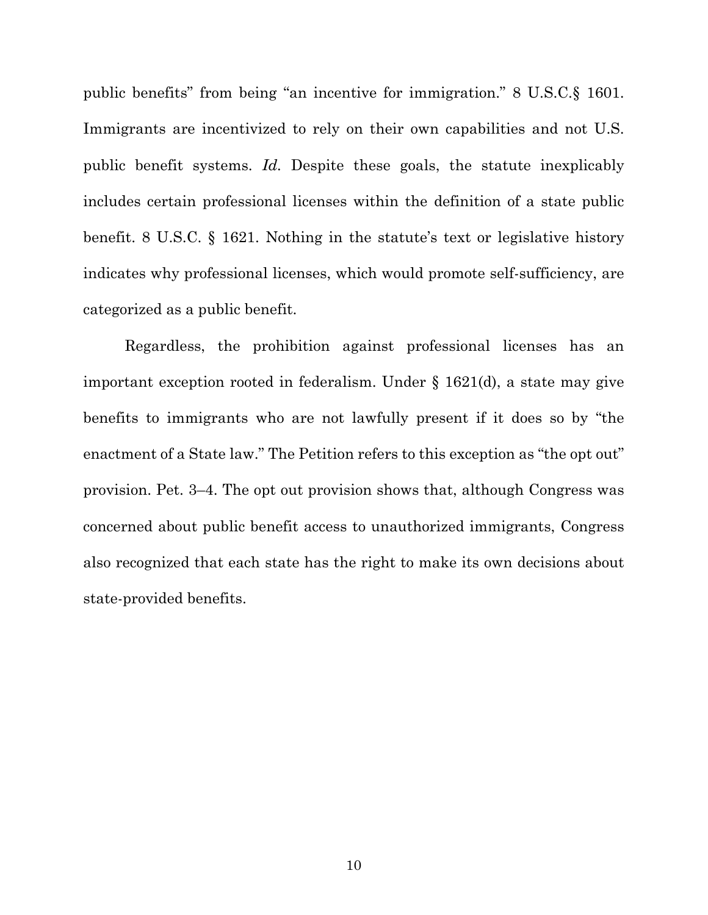public benefits" from being "an incentive for immigration." 8 U.S.C.§ 1601. Immigrants are incentivized to rely on their own capabilities and not U.S. public benefit systems. *Id.* Despite these goals, the statute inexplicably includes certain professional licenses within the definition of a state public benefit. 8 U.S.C. § 1621. Nothing in the statute's text or legislative history indicates why professional licenses, which would promote self-sufficiency, are categorized as a public benefit.

Regardless, the prohibition against professional licenses has an important exception rooted in federalism. Under § 1621(d), a state may give benefits to immigrants who are not lawfully present if it does so by "the enactment of a State law." The Petition refers to this exception as "the opt out" provision. Pet. 3–4. The opt out provision shows that, although Congress was concerned about public benefit access to unauthorized immigrants, Congress also recognized that each state has the right to make its own decisions about state-provided benefits.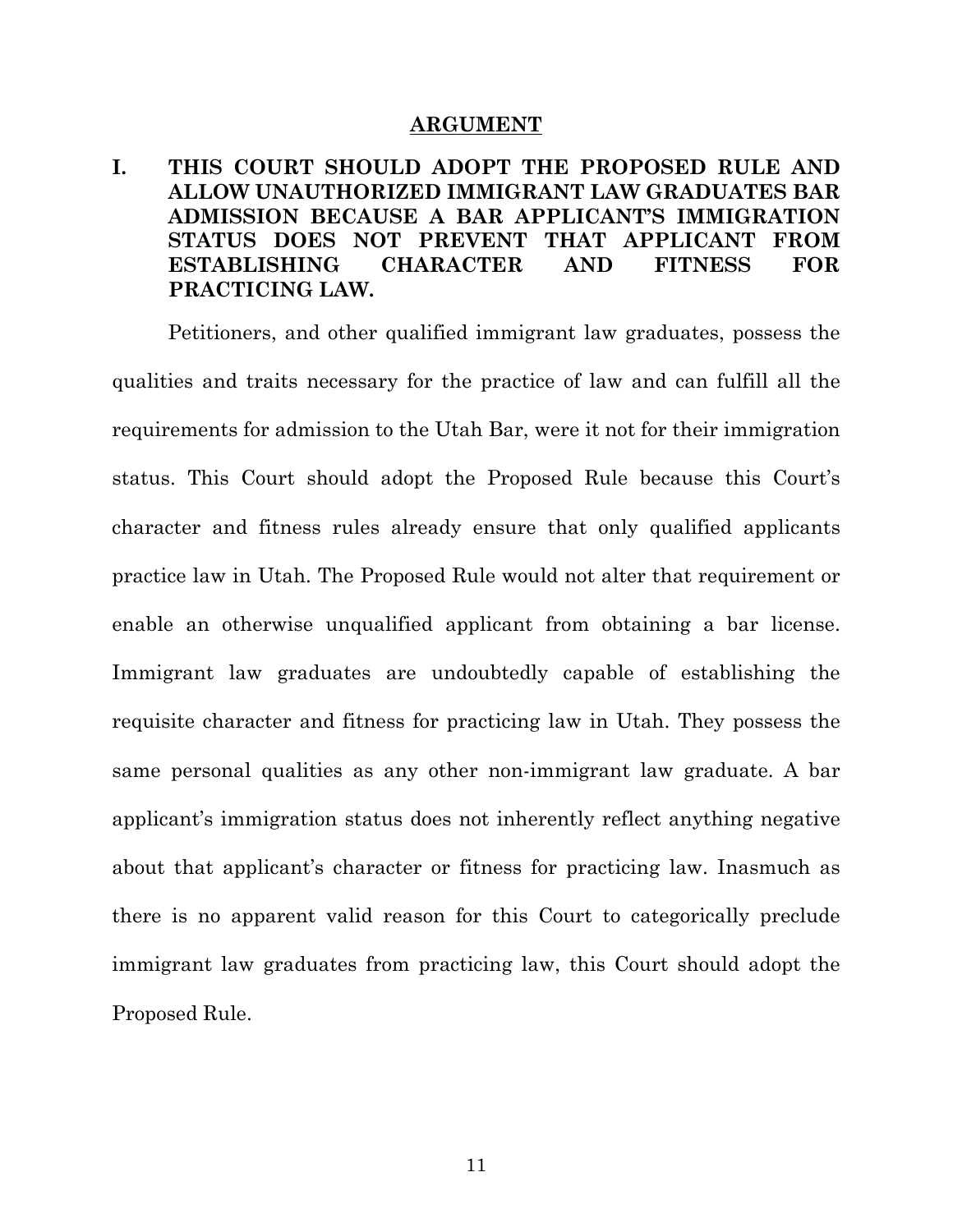## ARGUMENT

### I. THIS COURT SHOULD ADOPT THE PROPOSED RULE AND ALLOW UNAUTHORIZED IMMIGRANT LAW GRADUATES BAR ADMISSION BECAUSE A BAR APPLICANT'S IMMIGRATION STATUS DOES NOT PREVENT THAT APPLICANT FROM ESTABLISHING CHARACTER AND FITNESS FOR PRACTICING LAW.

Petitioners, and other qualified immigrant law graduates, possess the qualities and traits necessary for the practice of law and can fulfill all the requirements for admission to the Utah Bar, were it not for their immigration status. This Court should adopt the Proposed Rule because this Court's character and fitness rules already ensure that only qualified applicants practice law in Utah. The Proposed Rule would not alter that requirement or enable an otherwise unqualified applicant from obtaining a bar license. Immigrant law graduates are undoubtedly capable of establishing the requisite character and fitness for practicing law in Utah. They possess the same personal qualities as any other non-immigrant law graduate. A bar applicant's immigration status does not inherently reflect anything negative about that applicant's character or fitness for practicing law. Inasmuch as there is no apparent valid reason for this Court to categorically preclude immigrant law graduates from practicing law, this Court should adopt the Proposed Rule.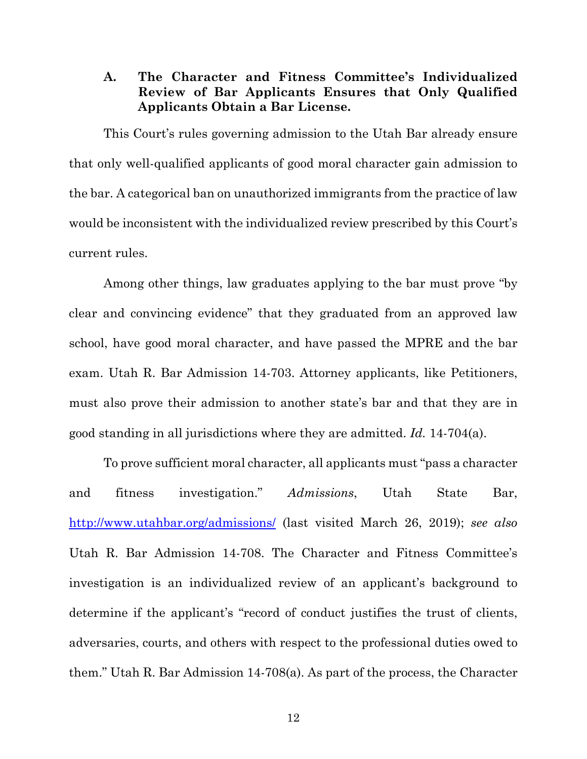### A. The Character and Fitness Committee's Individualized Review of Bar Applicants Ensures that Only Qualified Applicants Obtain a Bar License.

This Court's rules governing admission to the Utah Bar already ensure that only well-qualified applicants of good moral character gain admission to the bar. A categorical ban on unauthorized immigrants from the practice of law would be inconsistent with the individualized review prescribed by this Court's current rules.

Among other things, law graduates applying to the bar must prove "by clear and convincing evidence" that they graduated from an approved law school, have good moral character, and have passed the MPRE and the bar exam. Utah R. Bar Admission 14-703. Attorney applicants, like Petitioners, must also prove their admission to another state's bar and that they are in good standing in all jurisdictions where they are admitted. *Id.* 14-704(a).

To prove sufficient moral character, all applicants must "pass a character and fitness investigation." *Admissions*, Utah State Bar, http://www.utahbar.org/admissions/ (last visited March 26, 2019); *see also* Utah R. Bar Admission 14-708. The Character and Fitness Committee's investigation is an individualized review of an applicant's background to determine if the applicant's "record of conduct justifies the trust of clients, adversaries, courts, and others with respect to the professional duties owed to them." Utah R. Bar Admission 14-708(a). As part of the process, the Character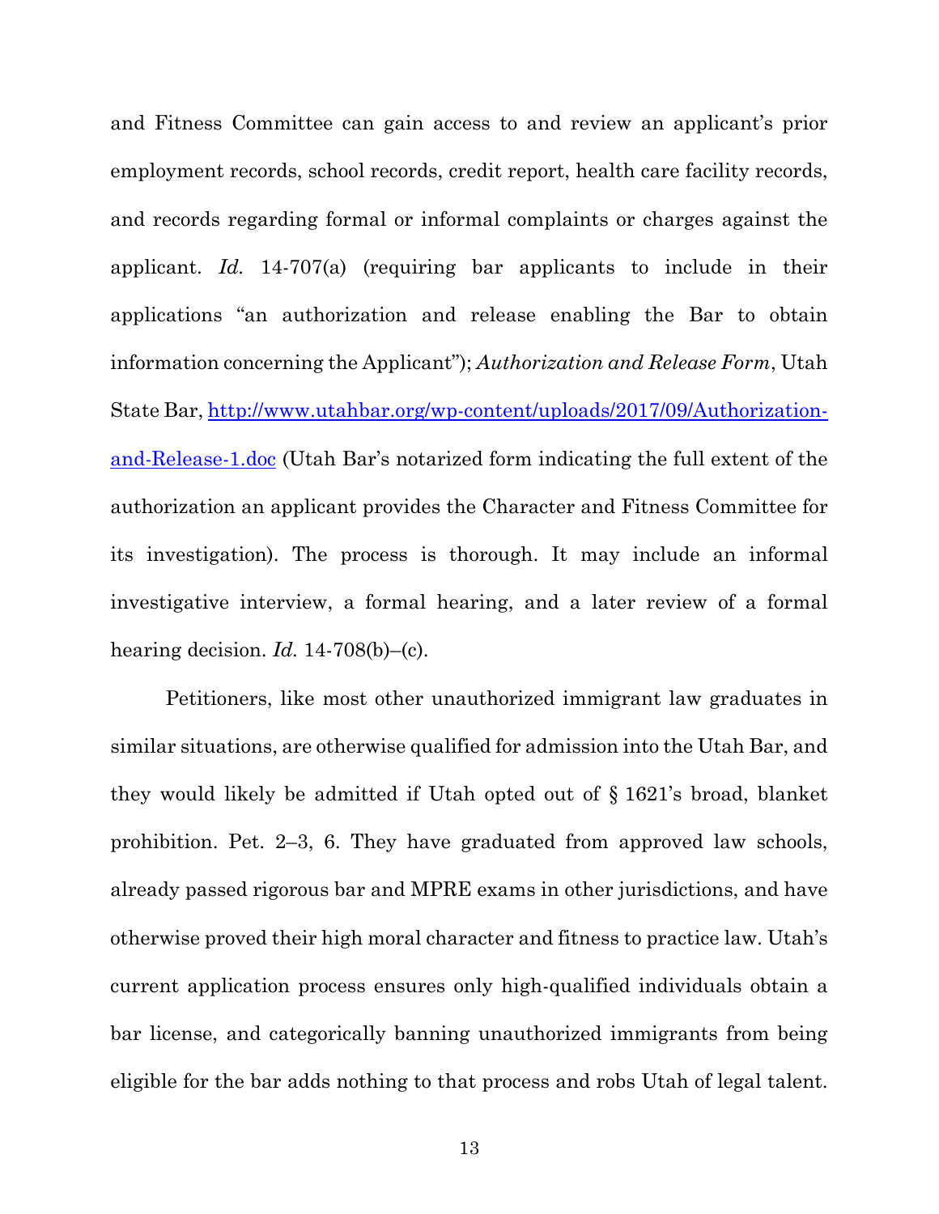and Fitness Committee can gain access to and review an applicant's prior employment records, school records, credit report, health care facility records, and records regarding formal or informal complaints or charges against the applicant. *Id.* 14-707(a) (requiring bar applicants to include in their applications "an authorization and release enabling the Bar to obtain information concerning the Applicant"); *Authorization and Release Form*, Utah State Bar, [http://www.utahbar.org/wp-content/uploads/2017/09/Authorization-and-Release-1.doc](http://www.utahbar.org/wp-content/uploads/2017/09/Authorization-and-Release-1.doc) (Utah Bar's notarized form indicating the full extent of the authorization an applicant provides the Character and Fitness Committee for its investigation). The process is thorough. It may include an informal investigative interview, a formal hearing, and a later review of a formal hearing decision. *Id.* 14-708(b)–(c).

Petitioners, like most other unauthorized immigrant law graduates in similar situations, are otherwise qualified for admission into the Utah Bar, and they would likely be admitted if Utah opted out of § 1621's broad, blanket prohibition. Pet. 2–3, 6. They have graduated from approved law schools, already passed rigorous bar and MPRE exams in other jurisdictions, and have otherwise proved their high moral character and fitness to practice law. Utah's current application process ensures only high-qualified individuals obtain a bar license, and categorically banning unauthorized immigrants from being eligible for the bar adds nothing to that process and robs Utah of legal talent.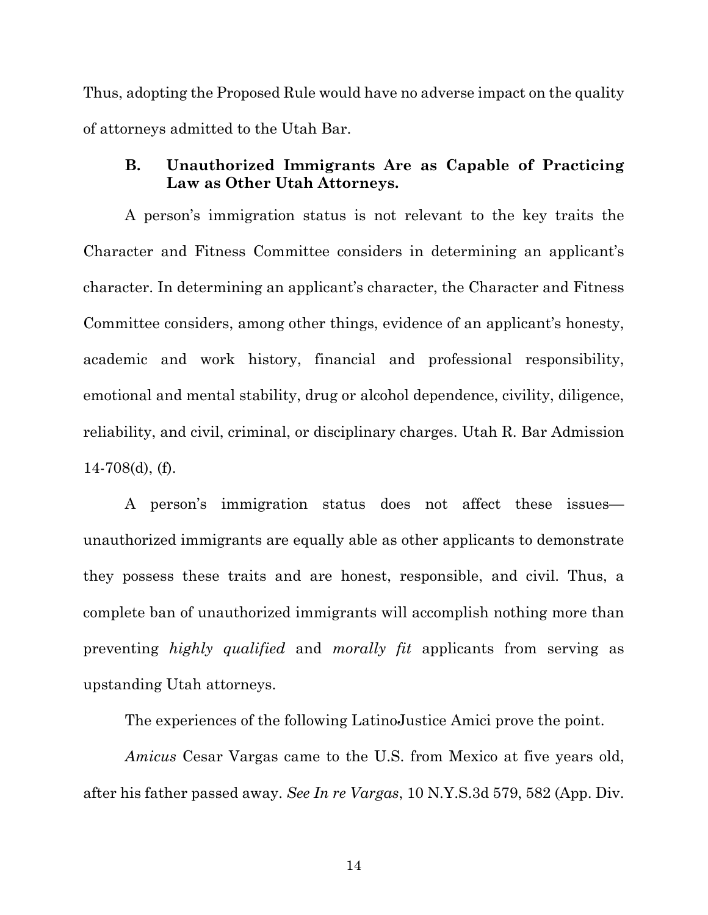Thus, adopting the Proposed Rule would have no adverse impact on the quality of attorneys admitted to the Utah Bar.

### B. Unauthorized Immigrants Are as Capable of Practicing Law as Other Utah Attorneys.

A person's immigration status is not relevant to the key traits the Character and Fitness Committee considers in determining an applicant's character. In determining an applicant's character, the Character and Fitness Committee considers, among other things, evidence of an applicant's honesty, academic and work history, financial and professional responsibility, emotional and mental stability, drug or alcohol dependence, civility, diligence, reliability, and civil, criminal, or disciplinary charges. Utah R. Bar Admission 14-708(d), (f).

A person's immigration status does not affect these issues—unauthorized immigrants are equally able as other applicants to demonstrate they possess these traits and are honest, responsible, and civil. Thus, a complete ban of unauthorized immigrants will accomplish nothing more than preventing *highly qualified* and *morally fit* applicants from serving as upstanding Utah attorneys.

The experiences of the following LatinoJustice Amici prove the point.

*Amicus* Cesar Vargas came to the U.S. from Mexico at five years old, after his father passed away. *See In re Vargas*, 10 N.Y.S.3d 579, 582 (App. Div.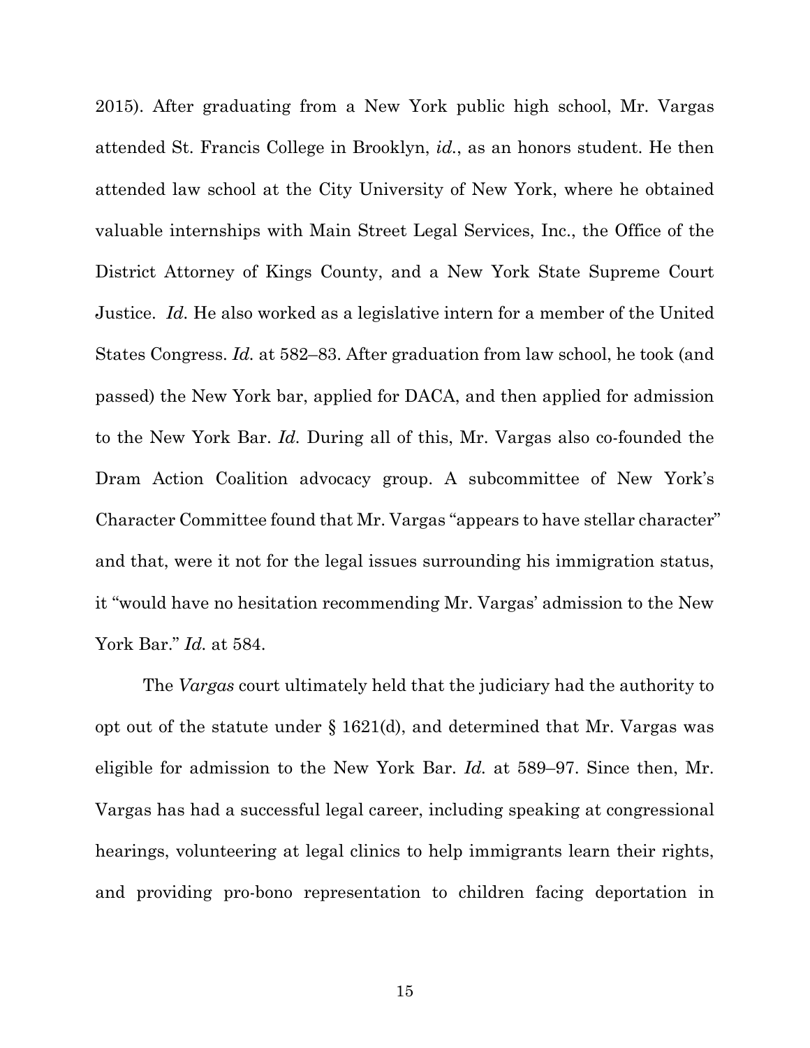2015). After graduating from a New York public high school, Mr. Vargas attended St. Francis College in Brooklyn, *id.*, as an honors student. He then attended law school at the City University of New York, where he obtained valuable internships with Main Street Legal Services, Inc., the Office of the District Attorney of Kings County, and a New York State Supreme Court Justice. *Id.* He also worked as a legislative intern for a member of the United States Congress. *Id.* at 582–83. After graduation from law school, he took (and passed) the New York bar, applied for DACA, and then applied for admission to the New York Bar. *Id.* During all of this, Mr. Vargas also co-founded the Dram Action Coalition advocacy group. A subcommittee of New York's Character Committee found that Mr. Vargas "appears to have stellar character" and that, were it not for the legal issues surrounding his immigration status, it "would have no hesitation recommending Mr. Vargas' admission to the New York Bar." *Id.* at 584.

The *Vargas* court ultimately held that the judiciary had the authority to opt out of the statute under § 1621(d), and determined that Mr. Vargas was eligible for admission to the New York Bar. *Id.* at 589–97. Since then, Mr. Vargas has had a successful legal career, including speaking at congressional hearings, volunteering at legal clinics to help immigrants learn their rights, and providing pro-bono representation to children facing deportation in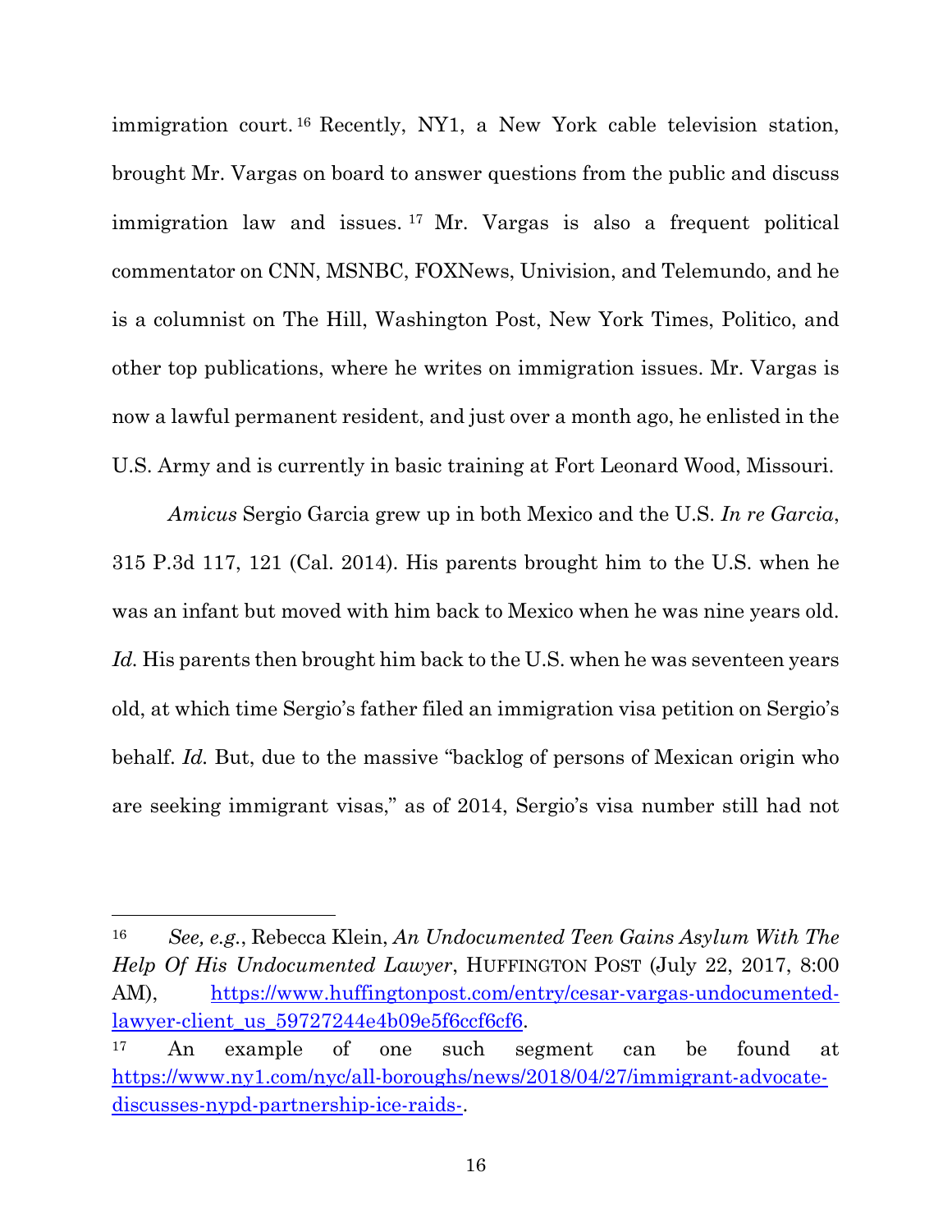immigration court.[16] Recently, NY1, a New York cable television station, brought Mr. Vargas on board to answer questions from the public and discuss immigration law and issues.[17] Mr. Vargas is also a frequent political commentator on CNN, MSNBC, FOXNews, Univision, and Telemundo, and he is a columnist on The Hill, Washington Post, New York Times, Politico, and other top publications, where he writes on immigration issues. Mr. Vargas is now a lawful permanent resident, and just over a month ago, he enlisted in the U.S. Army and is currently in basic training at Fort Leonard Wood, Missouri.

*Amicus* Sergio Garcia grew up in both Mexico and the U.S. *In re Garcia*, 315 P.3d 117, 121 (Cal. 2014). His parents brought him to the U.S. when he was an infant but moved with him back to Mexico when he was nine years old. *Id.* His parents then brought him back to the U.S. when he was seventeen years old, at which time Sergio's father filed an immigration visa petition on Sergio's behalf. *Id.* But, due to the massive "backlog of persons of Mexican origin who are seeking immigrant visas," as of 2014, Sergio's visa number still had not

---

[16] *See, e.g.*, Rebecca Klein, *An Undocumented Teen Gains Asylum With The Help Of His Undocumented Lawyer*, HUFFINGTON POST (July 22, 2017, 8:00 AM), https://www.huffingtonpost.com/entry/cesar-vargas-undocumented-lawyer-client_us_59727244e4b09e5f6ccf6cf6.

[17] An example of one such segment can be found at https://www.ny1.com/nyc/all-boroughs/news/2018/04/27/immigrant-advocate-discusses-nypd-partnership-ice-raids-.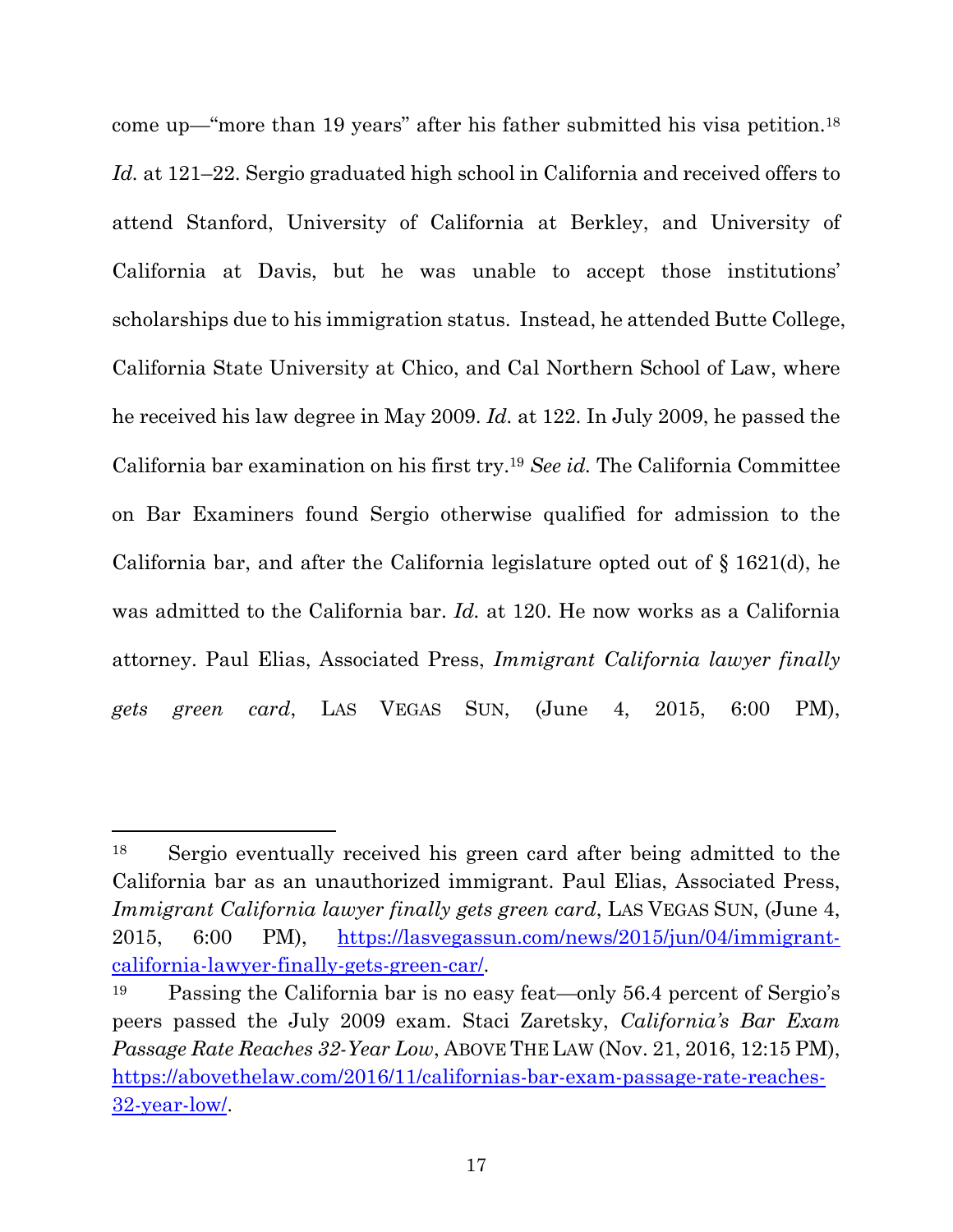come up—"more than 19 years" after his father submitted his visa petition.[18] *Id.* at 121–22. Sergio graduated high school in California and received offers to attend Stanford, University of California at Berkley, and University of California at Davis, but he was unable to accept those institutions' scholarships due to his immigration status. Instead, he attended Butte College, California State University at Chico, and Cal Northern School of Law, where he received his law degree in May 2009. *Id.* at 122. In July 2009, he passed the California bar examination on his first try.[19] *See id.* The California Committee on Bar Examiners found Sergio otherwise qualified for admission to the California bar, and after the California legislature opted out of § 1621(d), he was admitted to the California bar. *Id.* at 120. He now works as a California attorney. Paul Elias, Associated Press, *Immigrant California lawyer finally gets green card*, LAS VEGAS SUN, (June 4, 2015, 6:00 PM),

---

[18] Sergio eventually received his green card after being admitted to the California bar as an unauthorized immigrant. Paul Elias, Associated Press, *Immigrant California lawyer finally gets green card*, LAS VEGAS SUN, (June 4, 2015, 6:00 PM), https://lasvegassun.com/news/2015/jun/04/immigrant-california-lawyer-finally-gets-green-car/.

[19] Passing the California bar is no easy feat—only 56.4 percent of Sergio's peers passed the July 2009 exam. Staci Zaretsky, *California's Bar Exam Passage Rate Reaches 32-Year Low*, ABOVE THE LAW (Nov. 21, 2016, 12:15 PM), https://abovethelaw.com/2016/11/californias-bar-exam-passage-rate-reaches-32-year-low/.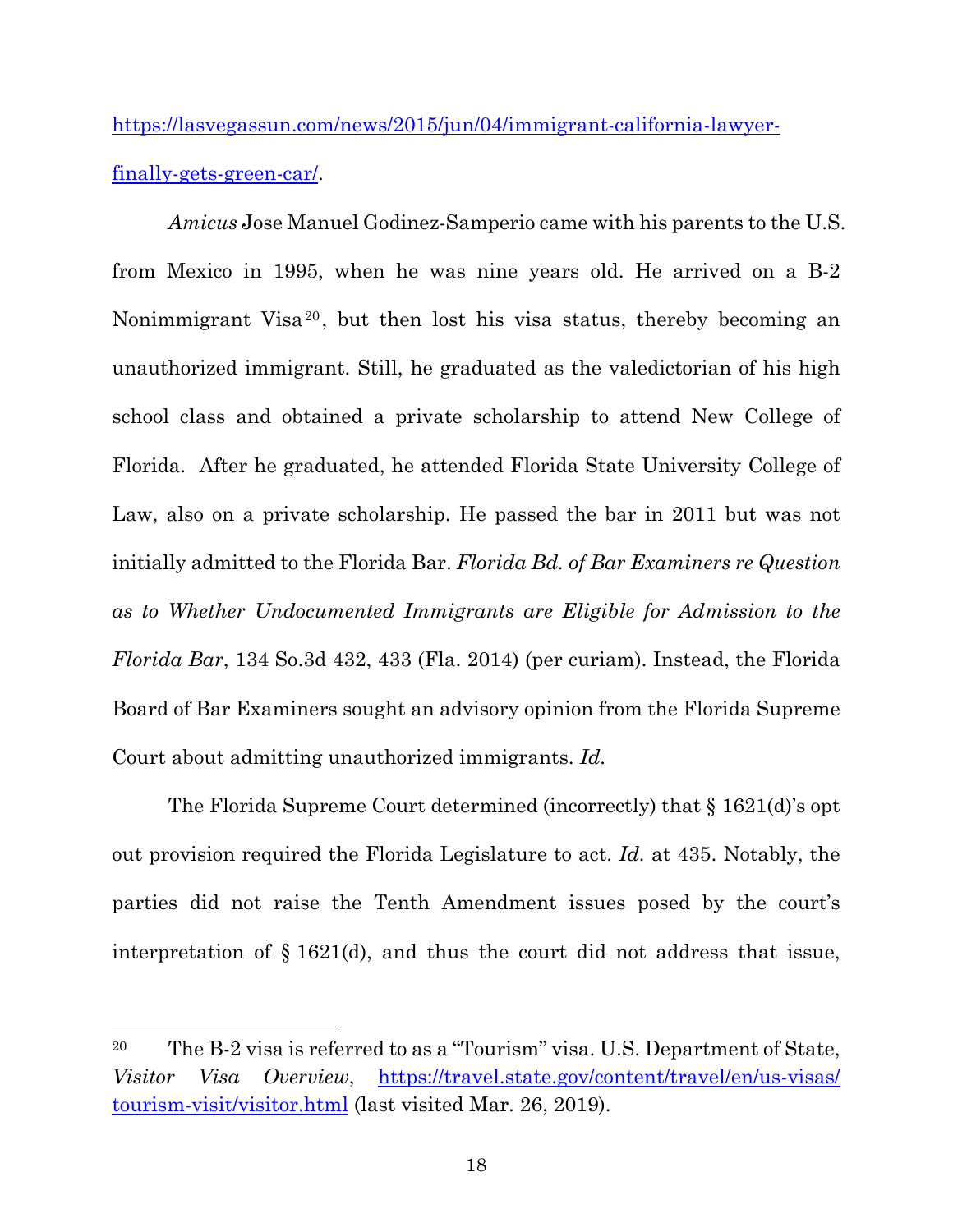https://lasvegassun.com/news/2015/jun/04/immigrant-california-lawyer-finally-gets-green-car/.

*Amicus* Jose Manuel Godinez-Samperio came with his parents to the U.S. from Mexico in 1995, when he was nine years old. He arrived on a B-2 Nonimmigrant Visa[20], but then lost his visa status, thereby becoming an unauthorized immigrant. Still, he graduated as the valedictorian of his high school class and obtained a private scholarship to attend New College of Florida. After he graduated, he attended Florida State University College of Law, also on a private scholarship. He passed the bar in 2011 but was not initially admitted to the Florida Bar. *Florida Bd. of Bar Examiners re Question as to Whether Undocumented Immigrants are Eligible for Admission to the Florida Bar*, 134 So.3d 432, 433 (Fla. 2014) (per curiam). Instead, the Florida Board of Bar Examiners sought an advisory opinion from the Florida Supreme Court about admitting unauthorized immigrants. *Id.*

The Florida Supreme Court determined (incorrectly) that § 1621(d)'s opt out provision required the Florida Legislature to act. *Id.* at 435. Notably, the parties did not raise the Tenth Amendment issues posed by the court's interpretation of § 1621(d), and thus the court did not address that issue,

---

[20] The B-2 visa is referred to as a "Tourism" visa. U.S. Department of State, *Visitor Visa Overview*, https://travel.state.gov/content/travel/en/us-visas/tourism-visit/visitor.html (last visited Mar. 26, 2019).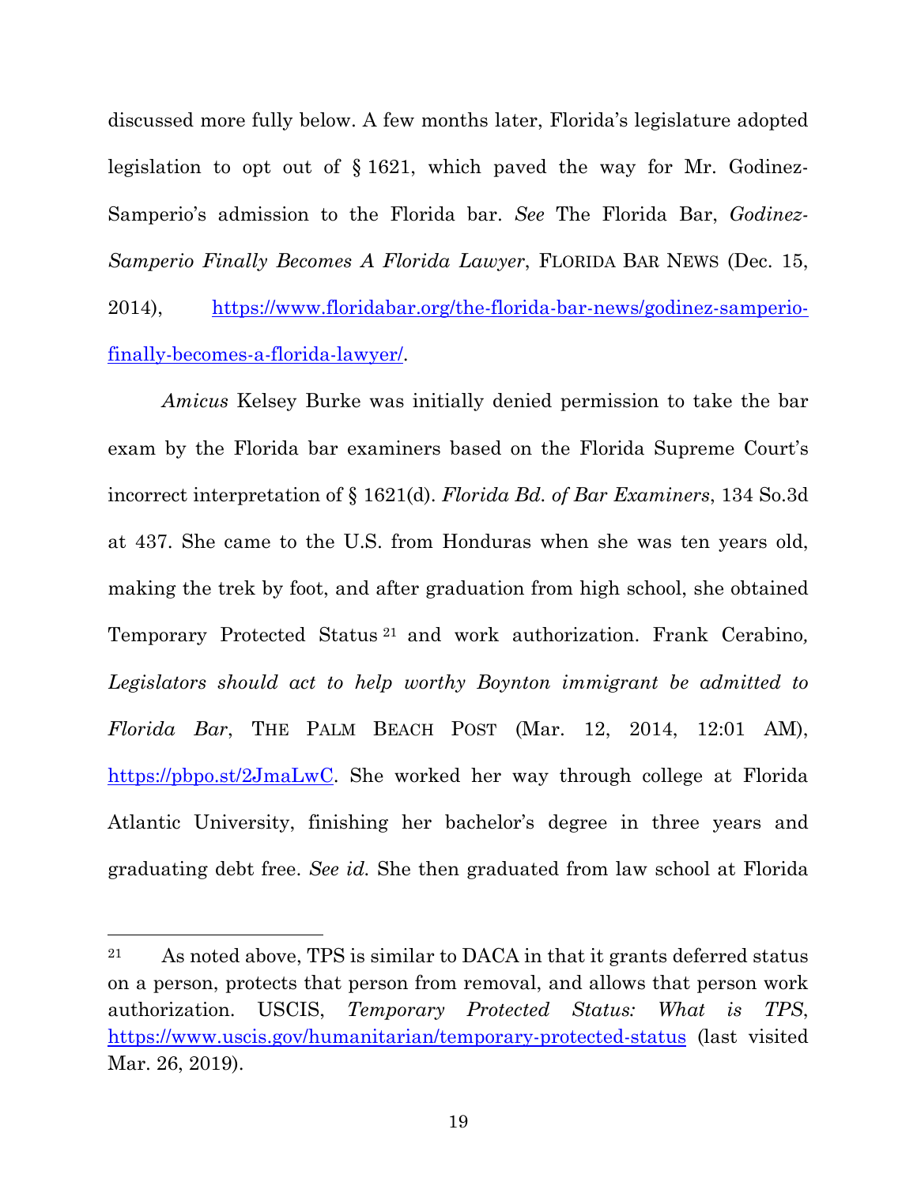discussed more fully below. A few months later, Florida's legislature adopted legislation to opt out of § 1621, which paved the way for Mr. Godinez-Samperio's admission to the Florida bar. *See* The Florida Bar, *Godinez-Samperio Finally Becomes A Florida Lawyer*, FLORIDA BAR NEWS (Dec. 15, 2014), https://www.floridabar.org/the-florida-bar-news/godinez-samperio-finally-becomes-a-florida-lawyer/.

*Amicus* Kelsey Burke was initially denied permission to take the bar exam by the Florida bar examiners based on the Florida Supreme Court's incorrect interpretation of § 1621(d). *Florida Bd. of Bar Examiners*, 134 So.3d at 437. She came to the U.S. from Honduras when she was ten years old, making the trek by foot, and after graduation from high school, she obtained Temporary Protected Status[21] and work authorization. Frank Cerabino, *Legislators should act to help worthy Boynton immigrant be admitted to Florida Bar*, THE PALM BEACH POST (Mar. 12, 2014, 12:01 AM), https://pbpo.st/2JmaLwC. She worked her way through college at Florida Atlantic University, finishing her bachelor's degree in three years and graduating debt free. *See id.* She then graduated from law school at Florida

---

[21] As noted above, TPS is similar to DACA in that it grants deferred status on a person, protects that person from removal, and allows that person work authorization. USCIS, *Temporary Protected Status: What is TPS*, https://www.uscis.gov/humanitarian/temporary-protected-status (last visited Mar. 26, 2019).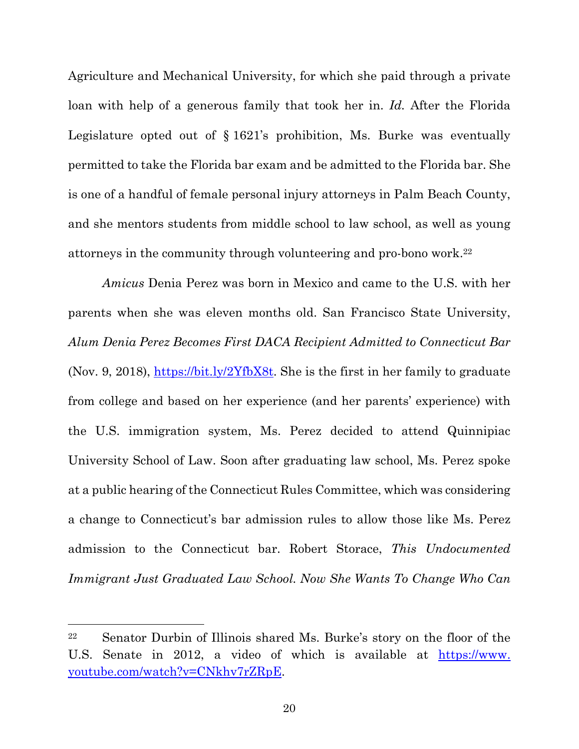Agriculture and Mechanical University, for which she paid through a private loan with help of a generous family that took her in. *Id.* After the Florida Legislature opted out of § 1621's prohibition, Ms. Burke was eventually permitted to take the Florida bar exam and be admitted to the Florida bar. She is one of a handful of female personal injury attorneys in Palm Beach County, and she mentors students from middle school to law school, as well as young attorneys in the community through volunteering and pro-bono work.[22]

*Amicus* Denia Perez was born in Mexico and came to the U.S. with her parents when she was eleven months old. San Francisco State University, *Alum Denia Perez Becomes First DACA Recipient Admitted to Connecticut Bar* (Nov. 9, 2018), https://bit.ly/2YfbX8t. She is the first in her family to graduate from college and based on her experience (and her parents' experience) with the U.S. immigration system, Ms. Perez decided to attend Quinnipiac University School of Law. Soon after graduating law school, Ms. Perez spoke at a public hearing of the Connecticut Rules Committee, which was considering a change to Connecticut's bar admission rules to allow those like Ms. Perez admission to the Connecticut bar. Robert Storace, *This Undocumented Immigrant Just Graduated Law School. Now She Wants To Change Who Can*

---

[22] Senator Durbin of Illinois shared Ms. Burke's story on the floor of the U.S. Senate in 2012, a video of which is available at https://www.youtube.com/watch?v=CNkhv7rZRpE.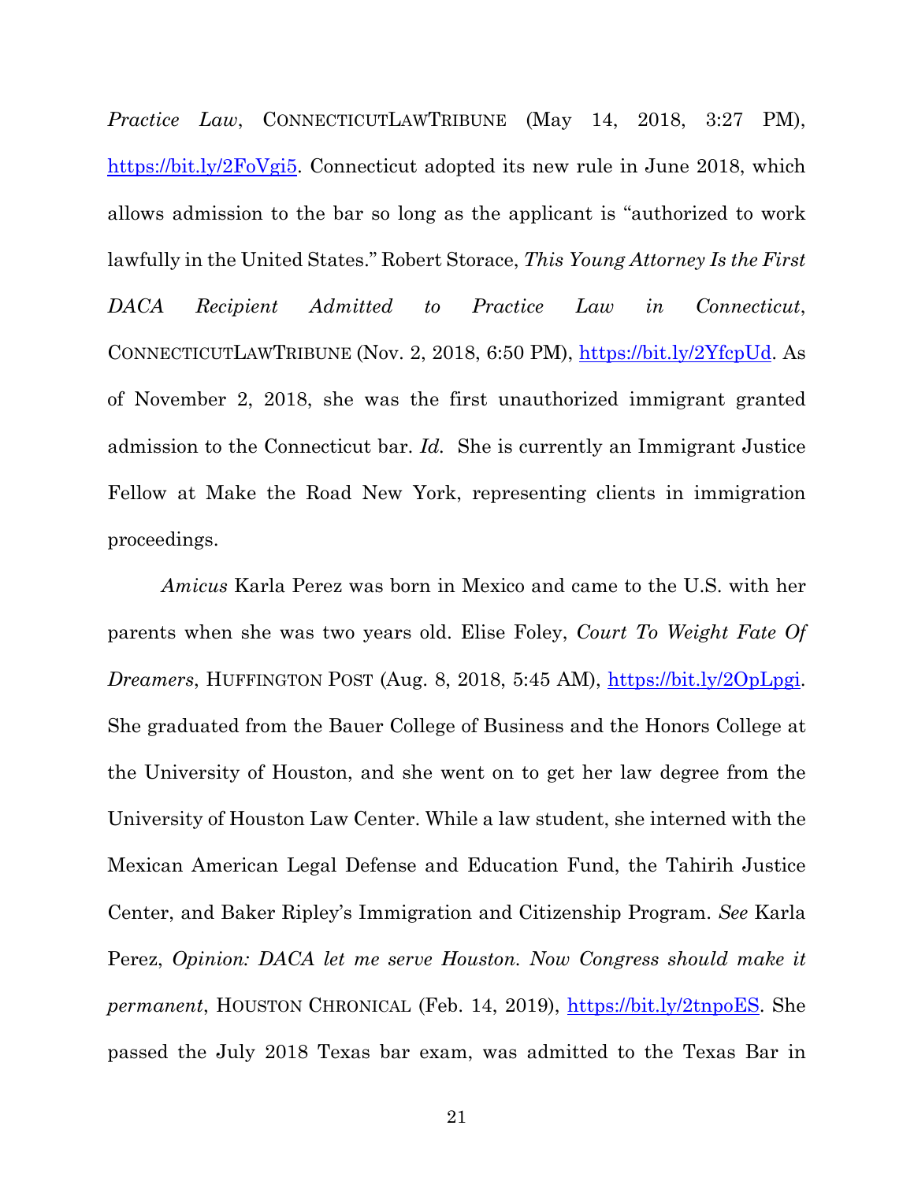*Practice Law*, CONNECTICUTLAWTRIBUNE (May 14, 2018, 3:27 PM), https://bit.ly/2FoVgi5. Connecticut adopted its new rule in June 2018, which allows admission to the bar so long as the applicant is "authorized to work lawfully in the United States." Robert Storace, *This Young Attorney Is the First DACA Recipient Admitted to Practice Law in Connecticut*, CONNECTICUTLAWTRIBUNE (Nov. 2, 2018, 6:50 PM), https://bit.ly/2YfcpUd. As of November 2, 2018, she was the first unauthorized immigrant granted admission to the Connecticut bar. *Id.* She is currently an Immigrant Justice Fellow at Make the Road New York, representing clients in immigration proceedings.

*Amicus* Karla Perez was born in Mexico and came to the U.S. with her parents when she was two years old. Elise Foley, *Court To Weight Fate Of Dreamers*, HUFFINGTON POST (Aug. 8, 2018, 5:45 AM), https://bit.ly/2OpLpgi. She graduated from the Bauer College of Business and the Honors College at the University of Houston, and she went on to get her law degree from the University of Houston Law Center. While a law student, she interned with the Mexican American Legal Defense and Education Fund, the Tahirih Justice Center, and Baker Ripley's Immigration and Citizenship Program. *See* Karla Perez, *Opinion: DACA let me serve Houston. Now Congress should make it permanent*, HOUSTON CHRONICAL (Feb. 14, 2019), https://bit.ly/2tnpoES. She passed the July 2018 Texas bar exam, was admitted to the Texas Bar in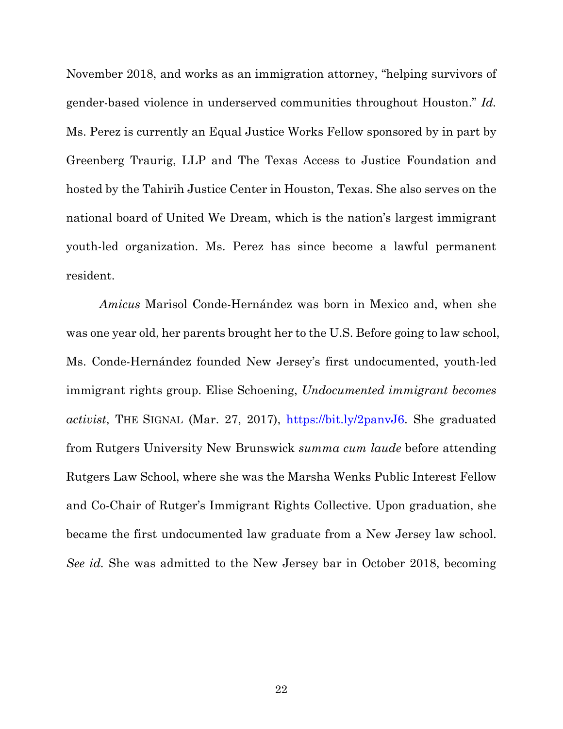November 2018, and works as an immigration attorney, "helping survivors of gender-based violence in underserved communities throughout Houston." *Id.* Ms. Perez is currently an Equal Justice Works Fellow sponsored by in part by Greenberg Traurig, LLP and The Texas Access to Justice Foundation and hosted by the Tahirih Justice Center in Houston, Texas. She also serves on the national board of United We Dream, which is the nation's largest immigrant youth-led organization. Ms. Perez has since become a lawful permanent resident.

*Amicus* Marisol Conde-Hernández was born in Mexico and, when she was one year old, her parents brought her to the U.S. Before going to law school, Ms. Conde-Hernández founded New Jersey's first undocumented, youth-led immigrant rights group. Elise Schoening, *Undocumented immigrant becomes activist*, THE SIGNAL (Mar. 27, 2017), https://bit.ly/2panvJ6. She graduated from Rutgers University New Brunswick *summa cum laude* before attending Rutgers Law School, where she was the Marsha Wenks Public Interest Fellow and Co-Chair of Rutger's Immigrant Rights Collective. Upon graduation, she became the first undocumented law graduate from a New Jersey law school. *See id.* She was admitted to the New Jersey bar in October 2018, becoming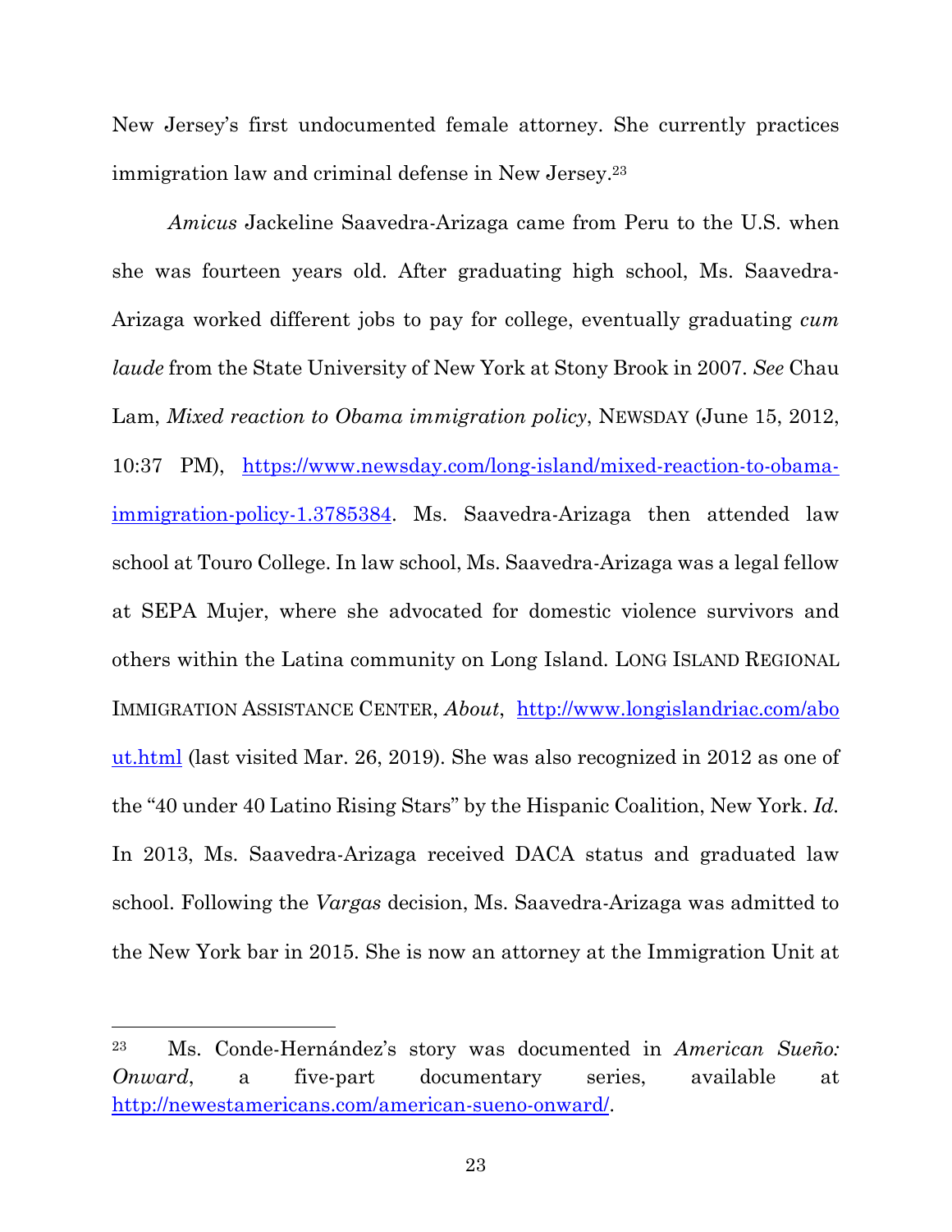New Jersey's first undocumented female attorney. She currently practices immigration law and criminal defense in New Jersey.[23]

*Amicus* Jackeline Saavedra-Arizaga came from Peru to the U.S. when she was fourteen years old. After graduating high school, Ms. Saavedra-Arizaga worked different jobs to pay for college, eventually graduating *cum laude* from the State University of New York at Stony Brook in 2007. *See* Chau Lam, *Mixed reaction to Obama immigration policy*, NEWSDAY (June 15, 2012, 10:37 PM), https://www.newsday.com/long-island/mixed-reaction-to-obama-immigration-policy-1.3785384. Ms. Saavedra-Arizaga then attended law school at Touro College. In law school, Ms. Saavedra-Arizaga was a legal fellow at SEPA Mujer, where she advocated for domestic violence survivors and others within the Latina community on Long Island. LONG ISLAND REGIONAL IMMIGRATION ASSISTANCE CENTER, *About*, http://www.longislandriac.com/about.html (last visited Mar. 26, 2019). She was also recognized in 2012 as one of the "40 under 40 Latino Rising Stars" by the Hispanic Coalition, New York. *Id.* In 2013, Ms. Saavedra-Arizaga received DACA status and graduated law school. Following the *Vargas* decision, Ms. Saavedra-Arizaga was admitted to the New York bar in 2015. She is now an attorney at the Immigration Unit at

---

[23] Ms. Conde-Hernández's story was documented in *American Sueño: Onward*, a five-part documentary series, available at http://newestamericans.com/american-sueno-onward/.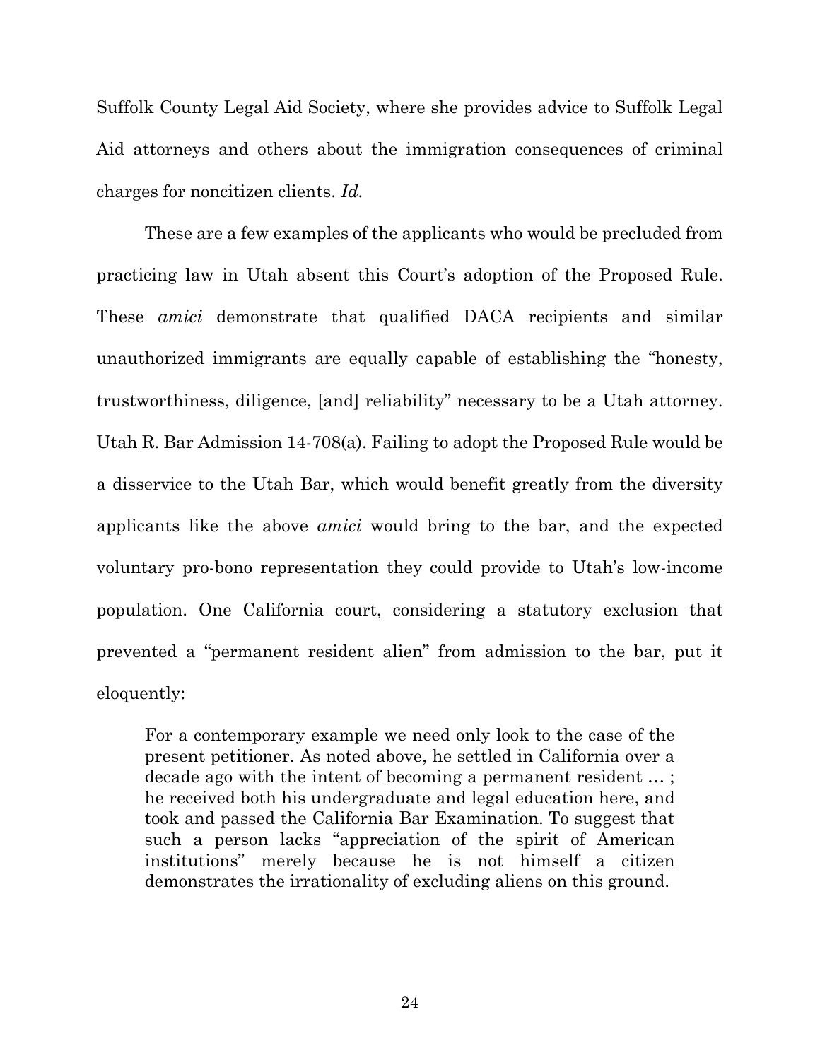Suffolk County Legal Aid Society, where she provides advice to Suffolk Legal Aid attorneys and others about the immigration consequences of criminal charges for noncitizen clients. *Id.*

These are a few examples of the applicants who would be precluded from practicing law in Utah absent this Court's adoption of the Proposed Rule. These *amici* demonstrate that qualified DACA recipients and similar unauthorized immigrants are equally capable of establishing the "honesty, trustworthiness, diligence, [and] reliability" necessary to be a Utah attorney. Utah R. Bar Admission 14-708(a). Failing to adopt the Proposed Rule would be a disservice to the Utah Bar, which would benefit greatly from the diversity applicants like the above *amici* would bring to the bar, and the expected voluntary pro-bono representation they could provide to Utah's low-income population. One California court, considering a statutory exclusion that prevented a "permanent resident alien" from admission to the bar, put it eloquently:

> For a contemporary example we need only look to the case of the present petitioner. As noted above, he settled in California over a decade ago with the intent of becoming a permanent resident … ; he received both his undergraduate and legal education here, and took and passed the California Bar Examination. To suggest that such a person lacks "appreciation of the spirit of American institutions" merely because he is not himself a citizen demonstrates the irrationality of excluding aliens on this ground.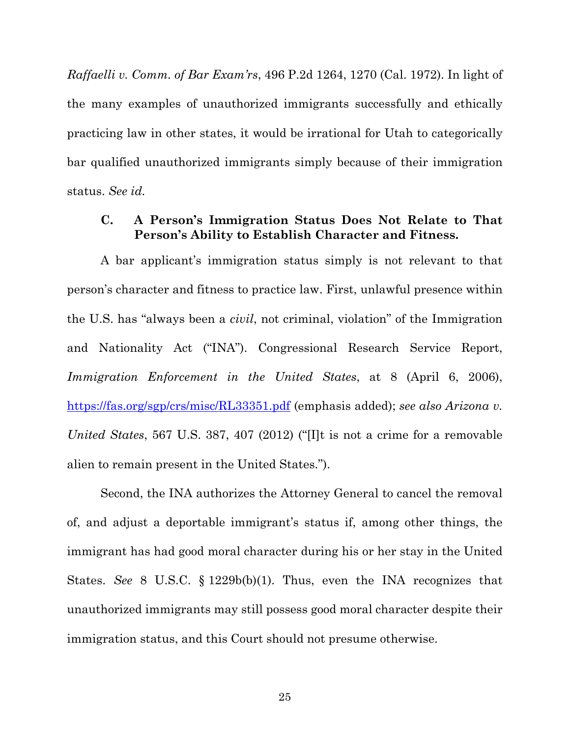*Raffaelli v. Comm. of Bar Exam'rs*, 496 P.2d 1264, 1270 (Cal. 1972). In light of the many examples of unauthorized immigrants successfully and ethically practicing law in other states, it would be irrational for Utah to categorically bar qualified unauthorized immigrants simply because of their immigration status. *See id.*

### C. A Person's Immigration Status Does Not Relate to That Person's Ability to Establish Character and Fitness.

A bar applicant's immigration status simply is not relevant to that person's character and fitness to practice law. First, unlawful presence within the U.S. has "always been a *civil*, not criminal, violation" of the Immigration and Nationality Act ("INA"). Congressional Research Service Report, *Immigration Enforcement in the United States*, at 8 (April 6, 2006), https://fas.org/sgp/crs/misc/RL33351.pdf (emphasis added); *see also Arizona v. United States*, 567 U.S. 387, 407 (2012) ("[I]t is not a crime for a removable alien to remain present in the United States.").

Second, the INA authorizes the Attorney General to cancel the removal of, and adjust a deportable immigrant's status if, among other things, the immigrant has had good moral character during his or her stay in the United States. *See* 8 U.S.C. § 1229b(b)(1). Thus, even the INA recognizes that unauthorized immigrants may still possess good moral character despite their immigration status, and this Court should not presume otherwise.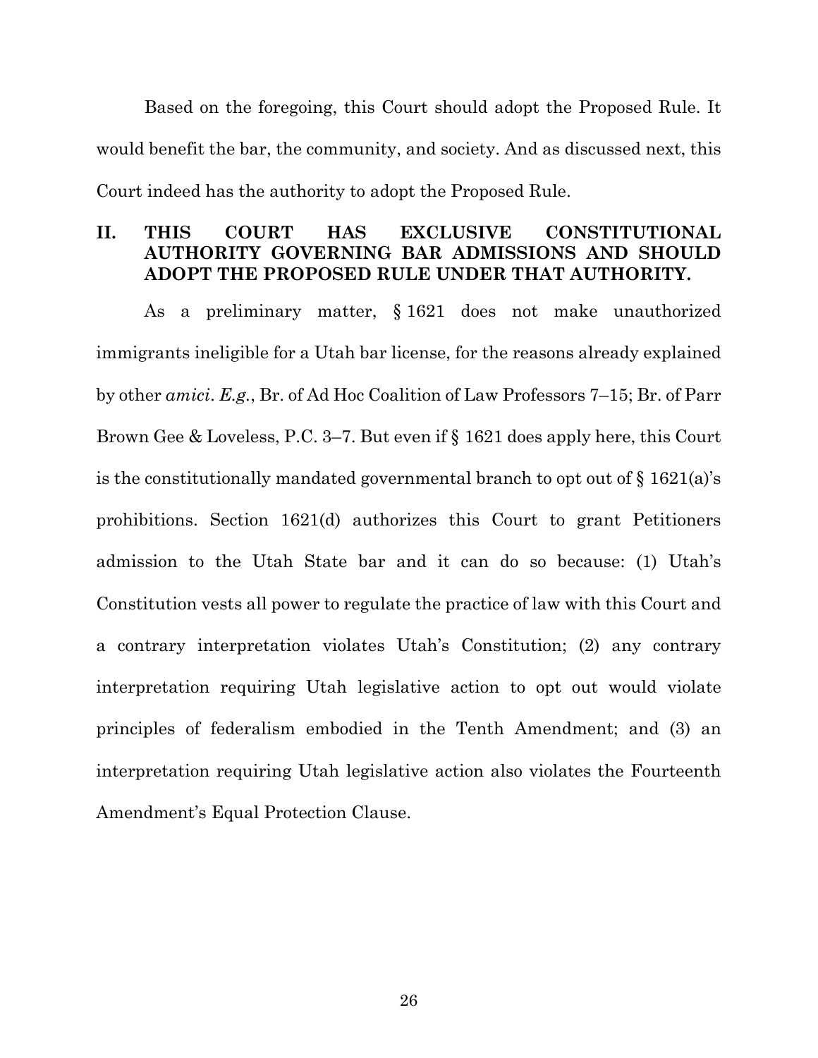Based on the foregoing, this Court should adopt the Proposed Rule. It would benefit the bar, the community, and society. And as discussed next, this Court indeed has the authority to adopt the Proposed Rule.

## II. THIS COURT HAS EXCLUSIVE CONSTITUTIONAL AUTHORITY GOVERNING BAR ADMISSIONS AND SHOULD ADOPT THE PROPOSED RULE UNDER THAT AUTHORITY.

As a preliminary matter, § 1621 does not make unauthorized immigrants ineligible for a Utah bar license, for the reasons already explained by other *amici*. *E.g.*, Br. of Ad Hoc Coalition of Law Professors 7–15; Br. of Parr Brown Gee & Loveless, P.C. 3–7. But even if § 1621 does apply here, this Court is the constitutionally mandated governmental branch to opt out of § 1621(a)'s prohibitions. Section 1621(d) authorizes this Court to grant Petitioners admission to the Utah State bar and it can do so because: (1) Utah's Constitution vests all power to regulate the practice of law with this Court and a contrary interpretation violates Utah's Constitution; (2) any contrary interpretation requiring Utah legislative action to opt out would violate principles of federalism embodied in the Tenth Amendment; and (3) an interpretation requiring Utah legislative action also violates the Fourteenth Amendment's Equal Protection Clause.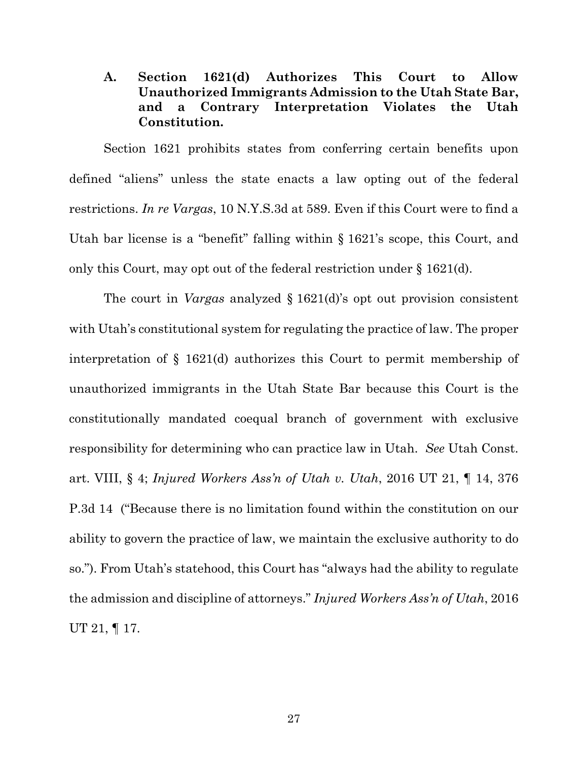### A. Section 1621(d) Authorizes This Court to Allow Unauthorized Immigrants Admission to the Utah State Bar, and a Contrary Interpretation Violates the Utah Constitution.

Section 1621 prohibits states from conferring certain benefits upon defined "aliens" unless the state enacts a law opting out of the federal restrictions. *In re Vargas*, 10 N.Y.S.3d at 589. Even if this Court were to find a Utah bar license is a "benefit" falling within § 1621's scope, this Court, and only this Court, may opt out of the federal restriction under § 1621(d).

The court in *Vargas* analyzed § 1621(d)'s opt out provision consistent with Utah's constitutional system for regulating the practice of law. The proper interpretation of § 1621(d) authorizes this Court to permit membership of unauthorized immigrants in the Utah State Bar because this Court is the constitutionally mandated coequal branch of government with exclusive responsibility for determining who can practice law in Utah. *See* Utah Const. art. VIII, § 4; *Injured Workers Ass'n of Utah v. Utah*, 2016 UT 21, ¶ 14, 376 P.3d 14 ("Because there is no limitation found within the constitution on our ability to govern the practice of law, we maintain the exclusive authority to do so."). From Utah's statehood, this Court has "always had the ability to regulate the admission and discipline of attorneys." *Injured Workers Ass'n of Utah*, 2016 UT 21, ¶ 17.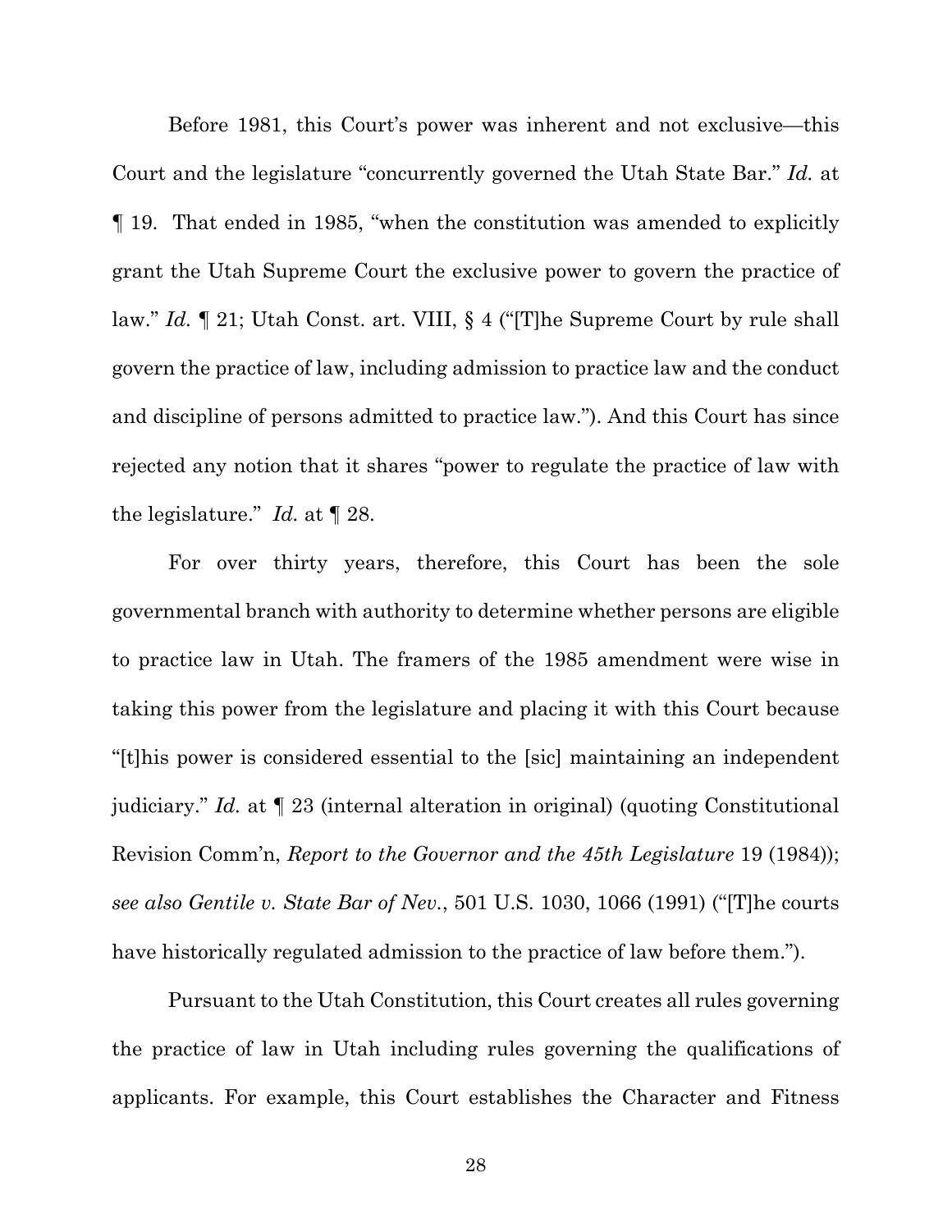Before 1981, this Court's power was inherent and not exclusive—this Court and the legislature "concurrently governed the Utah State Bar." *Id.* at ¶ 19. That ended in 1985, "when the constitution was amended to explicitly grant the Utah Supreme Court the exclusive power to govern the practice of law." *Id.* ¶ 21; Utah Const. art. VIII, § 4 ("[T]he Supreme Court by rule shall govern the practice of law, including admission to practice law and the conduct and discipline of persons admitted to practice law."). And this Court has since rejected any notion that it shares "power to regulate the practice of law with the legislature." *Id.* at ¶ 28.

For over thirty years, therefore, this Court has been the sole governmental branch with authority to determine whether persons are eligible to practice law in Utah. The framers of the 1985 amendment were wise in taking this power from the legislature and placing it with this Court because "[t]his power is considered essential to the [sic] maintaining an independent judiciary." *Id.* at ¶ 23 (internal alteration in original) (quoting Constitutional Revision Comm'n, *Report to the Governor and the 45th Legislature* 19 (1984)); *see also Gentile v. State Bar of Nev.*, 501 U.S. 1030, 1066 (1991) ("[T]he courts have historically regulated admission to the practice of law before them.").

Pursuant to the Utah Constitution, this Court creates all rules governing the practice of law in Utah including rules governing the qualifications of applicants. For example, this Court establishes the Character and Fitness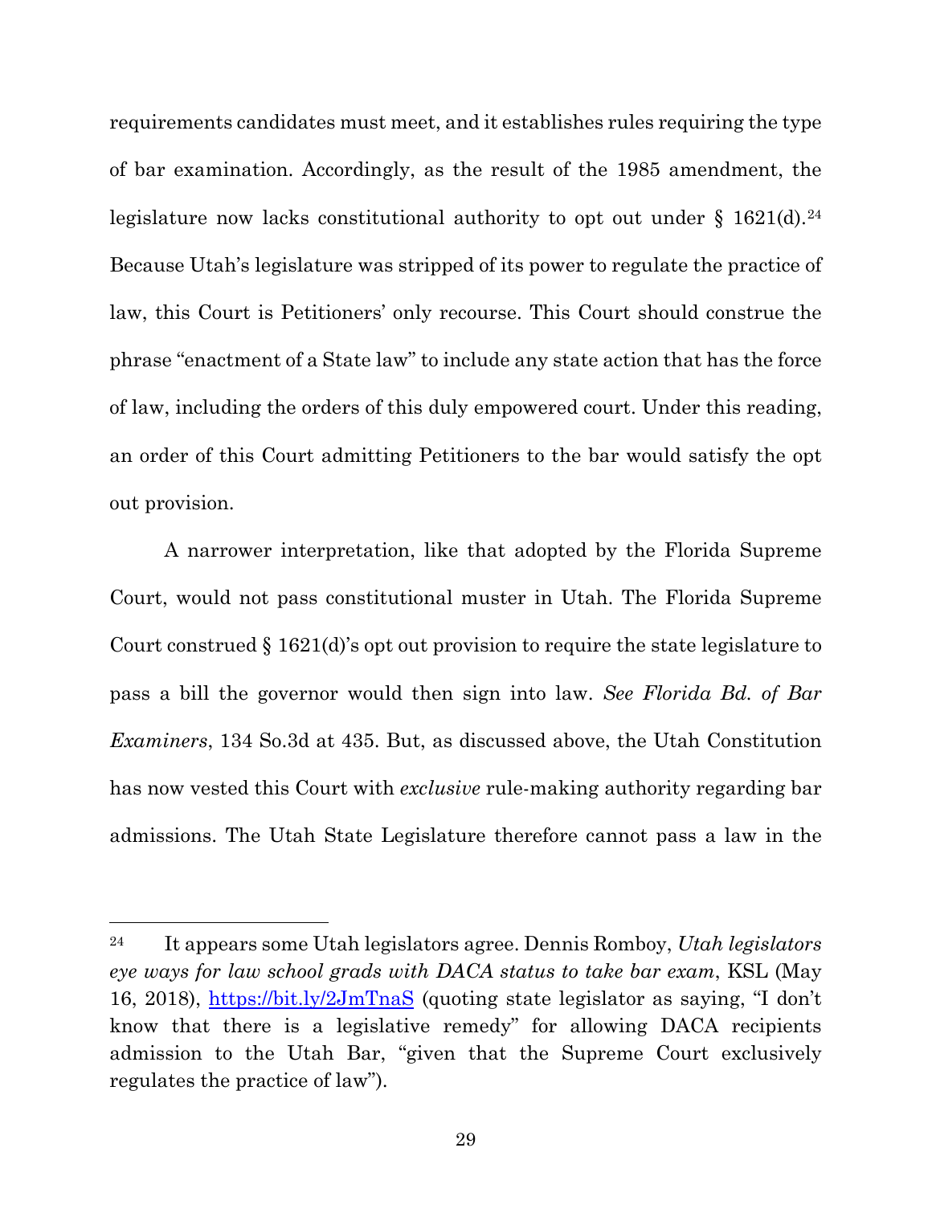requirements candidates must meet, and it establishes rules requiring the type of bar examination. Accordingly, as the result of the 1985 amendment, the legislature now lacks constitutional authority to opt out under § 1621(d).[24] Because Utah's legislature was stripped of its power to regulate the practice of law, this Court is Petitioners' only recourse. This Court should construe the phrase "enactment of a State law" to include any state action that has the force of law, including the orders of this duly empowered court. Under this reading, an order of this Court admitting Petitioners to the bar would satisfy the opt out provision.

A narrower interpretation, like that adopted by the Florida Supreme Court, would not pass constitutional muster in Utah. The Florida Supreme Court construed § 1621(d)'s opt out provision to require the state legislature to pass a bill the governor would then sign into law. *See Florida Bd. of Bar Examiners*, 134 So.3d at 435. But, as discussed above, the Utah Constitution has now vested this Court with *exclusive* rule-making authority regarding bar admissions. The Utah State Legislature therefore cannot pass a law in the

---

[24] It appears some Utah legislators agree. Dennis Romboy, *Utah legislators eye ways for law school grads with DACA status to take bar exam*, KSL (May 16, 2018), https://bit.ly/2JmTnaS (quoting state legislator as saying, "I don't know that there is a legislative remedy" for allowing DACA recipients admission to the Utah Bar, "given that the Supreme Court exclusively regulates the practice of law").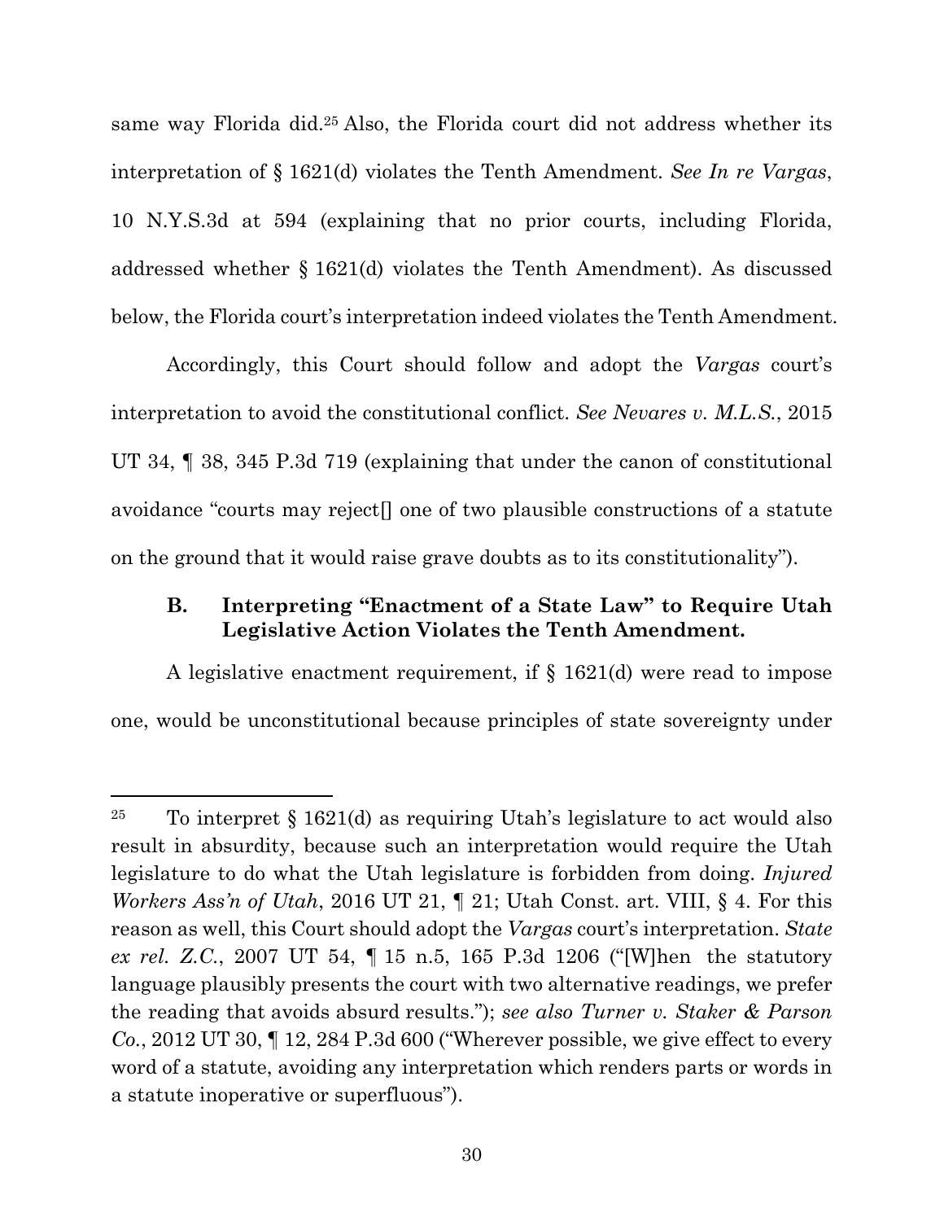same way Florida did.[25] Also, the Florida court did not address whether its interpretation of § 1621(d) violates the Tenth Amendment. *See In re Vargas*, 10 N.Y.S.3d at 594 (explaining that no prior courts, including Florida, addressed whether § 1621(d) violates the Tenth Amendment). As discussed below, the Florida court's interpretation indeed violates the Tenth Amendment.

Accordingly, this Court should follow and adopt the *Vargas* court's interpretation to avoid the constitutional conflict. *See Nevares v. M.L.S.*, 2015 UT 34, ¶ 38, 345 P.3d 719 (explaining that under the canon of constitutional avoidance "courts may reject[] one of two plausible constructions of a statute on the ground that it would raise grave doubts as to its constitutionality").

### B. Interpreting "Enactment of a State Law" to Require Utah Legislative Action Violates the Tenth Amendment.

A legislative enactment requirement, if § 1621(d) were read to impose one, would be unconstitutional because principles of state sovereignty under

---

[25] To interpret § 1621(d) as requiring Utah's legislature to act would also result in absurdity, because such an interpretation would require the Utah legislature to do what the Utah legislature is forbidden from doing. *Injured Workers Ass'n of Utah*, 2016 UT 21, ¶ 21; Utah Const. art. VIII, § 4. For this reason as well, this Court should adopt the *Vargas* court's interpretation. *State ex rel. Z.C.*, 2007 UT 54, ¶ 15 n.5, 165 P.3d 1206 ("[W]hen the statutory language plausibly presents the court with two alternative readings, we prefer the reading that avoids absurd results."); *see also Turner v. Staker & Parson Co.*, 2012 UT 30, ¶ 12, 284 P.3d 600 ("Wherever possible, we give effect to every word of a statute, avoiding any interpretation which renders parts or words in a statute inoperative or superfluous").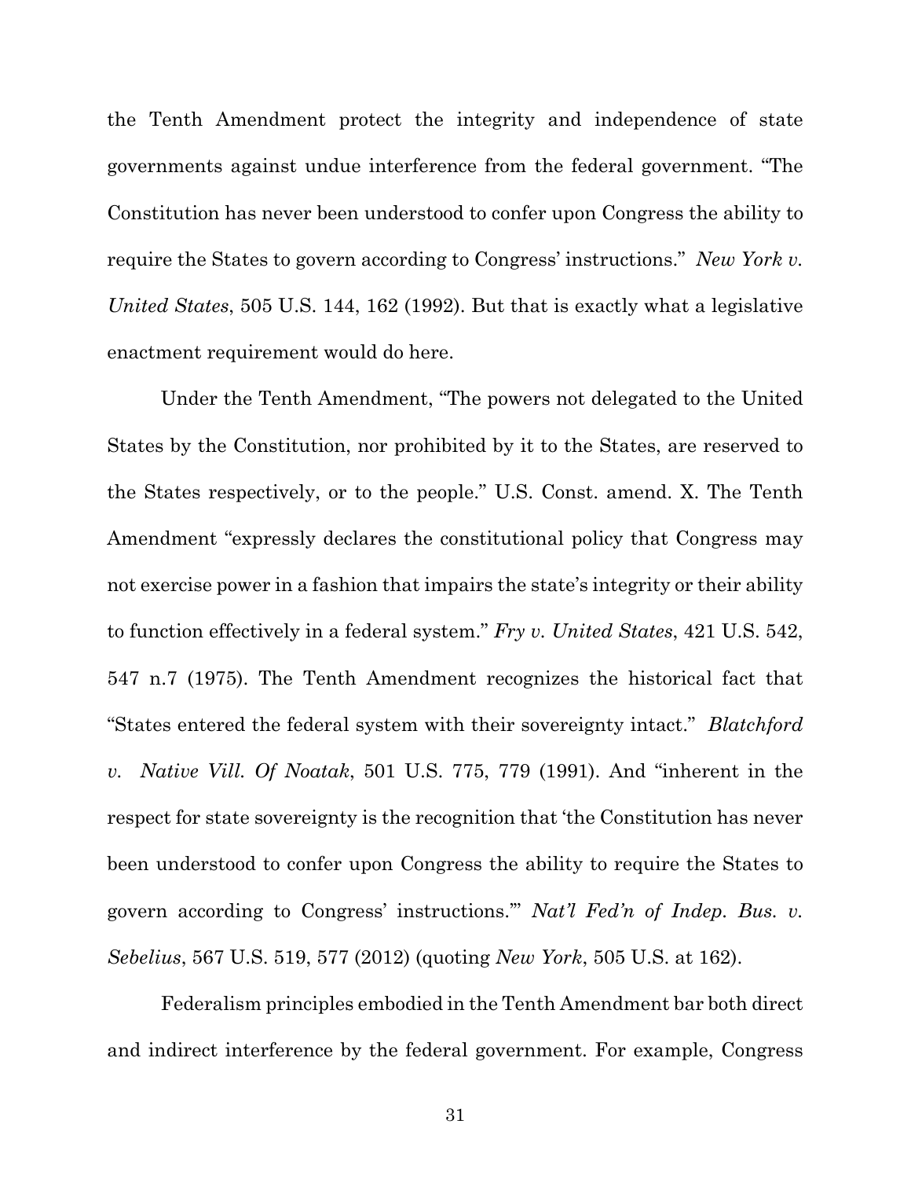the Tenth Amendment protect the integrity and independence of state governments against undue interference from the federal government. "The Constitution has never been understood to confer upon Congress the ability to require the States to govern according to Congress' instructions." *New York v. United States*, 505 U.S. 144, 162 (1992). But that is exactly what a legislative enactment requirement would do here.

Under the Tenth Amendment, "The powers not delegated to the United States by the Constitution, nor prohibited by it to the States, are reserved to the States respectively, or to the people." U.S. Const. amend. X. The Tenth Amendment "expressly declares the constitutional policy that Congress may not exercise power in a fashion that impairs the state's integrity or their ability to function effectively in a federal system." *Fry v. United States*, 421 U.S. 542, 547 n.7 (1975). The Tenth Amendment recognizes the historical fact that "States entered the federal system with their sovereignty intact." *Blatchford v. Native Vill. Of Noatak*, 501 U.S. 775, 779 (1991). And "inherent in the respect for state sovereignty is the recognition that 'the Constitution has never been understood to confer upon Congress the ability to require the States to govern according to Congress' instructions.'" *Nat'l Fed'n of Indep. Bus. v. Sebelius*, 567 U.S. 519, 577 (2012) (quoting *New York*, 505 U.S. at 162).

Federalism principles embodied in the Tenth Amendment bar both direct and indirect interference by the federal government. For example, Congress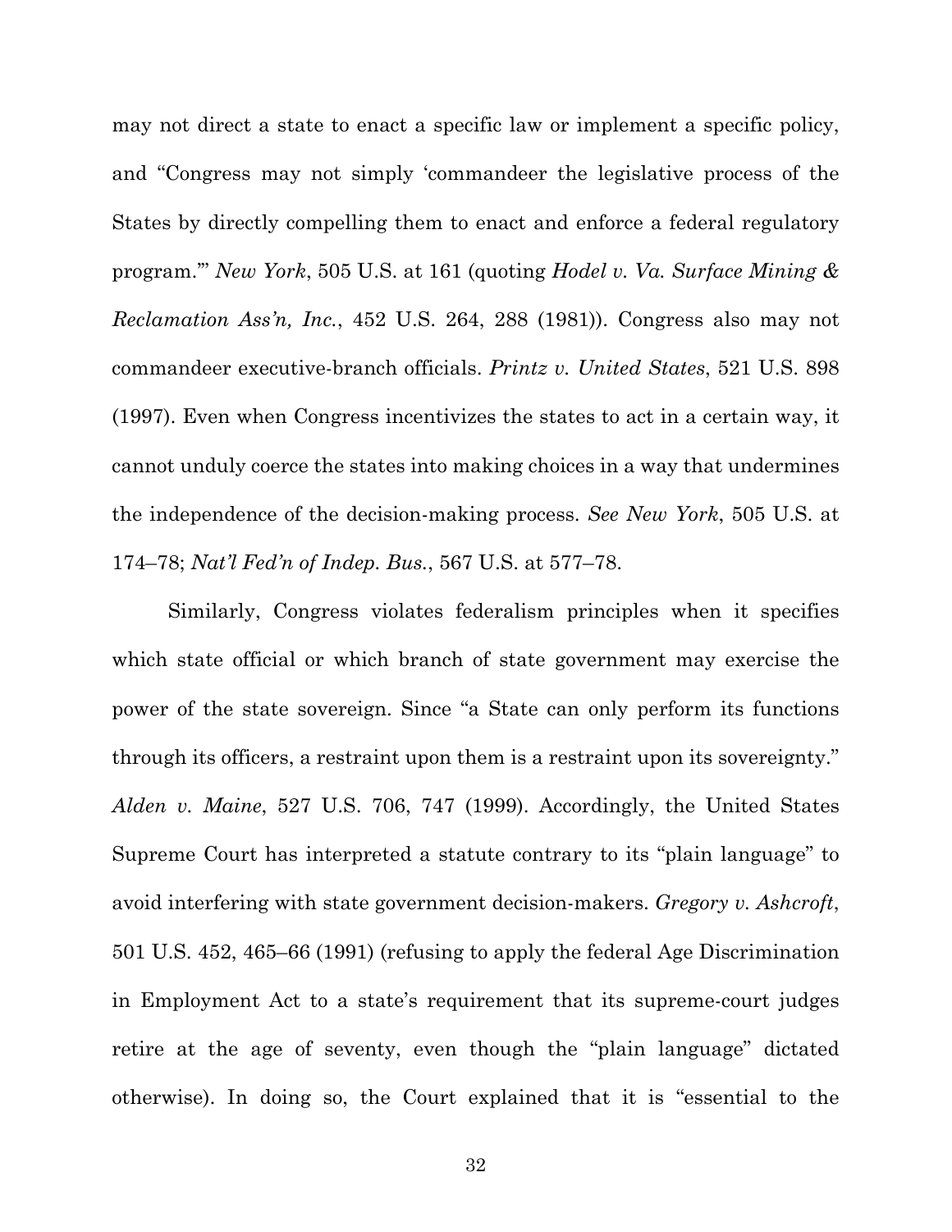may not direct a state to enact a specific law or implement a specific policy, and "Congress may not simply 'commandeer the legislative process of the States by directly compelling them to enact and enforce a federal regulatory program.'" *New York*, 505 U.S. at 161 (quoting *Hodel v. Va. Surface Mining & Reclamation Ass'n, Inc.*, 452 U.S. 264, 288 (1981)). Congress also may not commandeer executive-branch officials. *Printz v. United States*, 521 U.S. 898 (1997). Even when Congress incentivizes the states to act in a certain way, it cannot unduly coerce the states into making choices in a way that undermines the independence of the decision-making process. *See New York*, 505 U.S. at 174–78; *Nat'l Fed'n of Indep. Bus.*, 567 U.S. at 577–78.

Similarly, Congress violates federalism principles when it specifies which state official or which branch of state government may exercise the power of the state sovereign. Since "a State can only perform its functions through its officers, a restraint upon them is a restraint upon its sovereignty." *Alden v. Maine*, 527 U.S. 706, 747 (1999). Accordingly, the United States Supreme Court has interpreted a statute contrary to its "plain language" to avoid interfering with state government decision-makers. *Gregory v. Ashcroft*, 501 U.S. 452, 465–66 (1991) (refusing to apply the federal Age Discrimination in Employment Act to a state's requirement that its supreme-court judges retire at the age of seventy, even though the "plain language" dictated otherwise). In doing so, the Court explained that it is "essential to the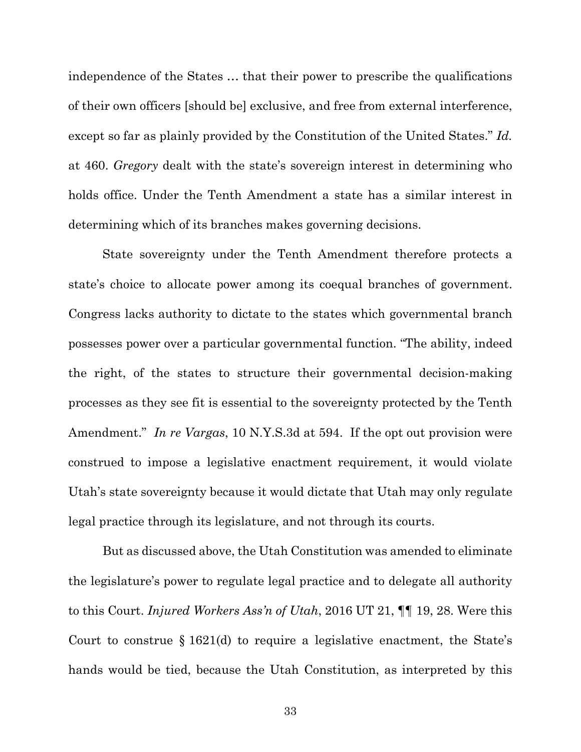independence of the States … that their power to prescribe the qualifications of their own officers [should be] exclusive, and free from external interference, except so far as plainly provided by the Constitution of the United States." *Id.* at 460. *Gregory* dealt with the state's sovereign interest in determining who holds office. Under the Tenth Amendment a state has a similar interest in determining which of its branches makes governing decisions.

State sovereignty under the Tenth Amendment therefore protects a state's choice to allocate power among its coequal branches of government. Congress lacks authority to dictate to the states which governmental branch possesses power over a particular governmental function. "The ability, indeed the right, of the states to structure their governmental decision-making processes as they see fit is essential to the sovereignty protected by the Tenth Amendment." *In re Vargas*, 10 N.Y.S.3d at 594. If the opt out provision were construed to impose a legislative enactment requirement, it would violate Utah's state sovereignty because it would dictate that Utah may only regulate legal practice through its legislature, and not through its courts.

But as discussed above, the Utah Constitution was amended to eliminate the legislature's power to regulate legal practice and to delegate all authority to this Court. *Injured Workers Ass'n of Utah*, 2016 UT 21, ¶¶ 19, 28. Were this Court to construe § 1621(d) to require a legislative enactment, the State's hands would be tied, because the Utah Constitution, as interpreted by this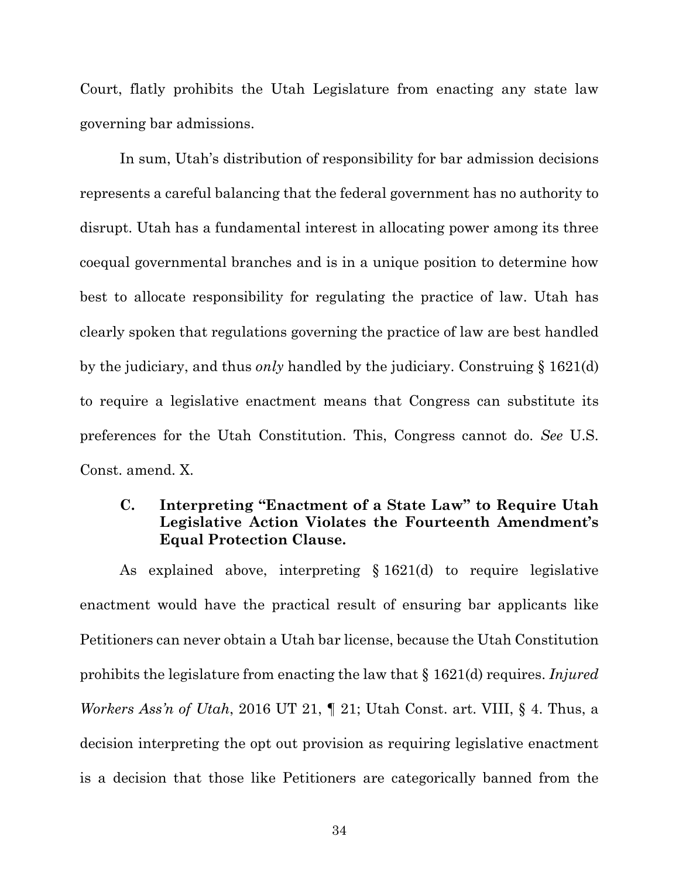Court, flatly prohibits the Utah Legislature from enacting any state law governing bar admissions.

In sum, Utah's distribution of responsibility for bar admission decisions represents a careful balancing that the federal government has no authority to disrupt. Utah has a fundamental interest in allocating power among its three coequal governmental branches and is in a unique position to determine how best to allocate responsibility for regulating the practice of law. Utah has clearly spoken that regulations governing the practice of law are best handled by the judiciary, and thus *only* handled by the judiciary. Construing § 1621(d) to require a legislative enactment means that Congress can substitute its preferences for the Utah Constitution. This, Congress cannot do. *See* U.S. Const. amend. X.

### C. Interpreting "Enactment of a State Law" to Require Utah Legislative Action Violates the Fourteenth Amendment's Equal Protection Clause.

As explained above, interpreting § 1621(d) to require legislative enactment would have the practical result of ensuring bar applicants like Petitioners can never obtain a Utah bar license, because the Utah Constitution prohibits the legislature from enacting the law that § 1621(d) requires. *Injured Workers Ass'n of Utah*, 2016 UT 21, ¶ 21; Utah Const. art. VIII, § 4. Thus, a decision interpreting the opt out provision as requiring legislative enactment is a decision that those like Petitioners are categorically banned from the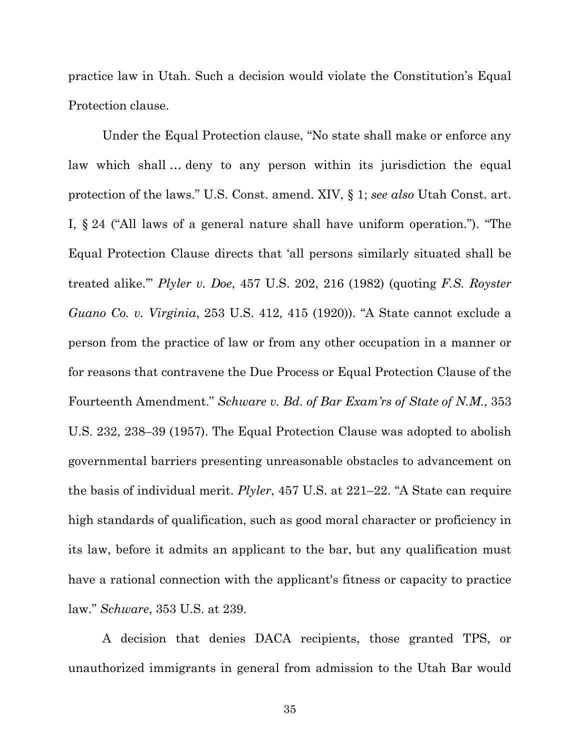practice law in Utah. Such a decision would violate the Constitution's Equal Protection clause.

Under the Equal Protection clause, "No state shall make or enforce any law which shall … deny to any person within its jurisdiction the equal protection of the laws." U.S. Const. amend. XIV, § 1; *see also* Utah Const. art. I, § 24 ("All laws of a general nature shall have uniform operation."). "The Equal Protection Clause directs that 'all persons similarly situated shall be treated alike.'" *Plyler v. Doe*, 457 U.S. 202, 216 (1982) (quoting *F.S. Royster Guano Co. v. Virginia*, 253 U.S. 412, 415 (1920)). "A State cannot exclude a person from the practice of law or from any other occupation in a manner or for reasons that contravene the Due Process or Equal Protection Clause of the Fourteenth Amendment." *Schware v. Bd. of Bar Exam'rs of State of N.M.*, 353 U.S. 232, 238–39 (1957). The Equal Protection Clause was adopted to abolish governmental barriers presenting unreasonable obstacles to advancement on the basis of individual merit. *Plyler*, 457 U.S. at 221–22. "A State can require high standards of qualification, such as good moral character or proficiency in its law, before it admits an applicant to the bar, but any qualification must have a rational connection with the applicant's fitness or capacity to practice law." *Schware*, 353 U.S. at 239.

A decision that denies DACA recipients, those granted TPS, or unauthorized immigrants in general from admission to the Utah Bar would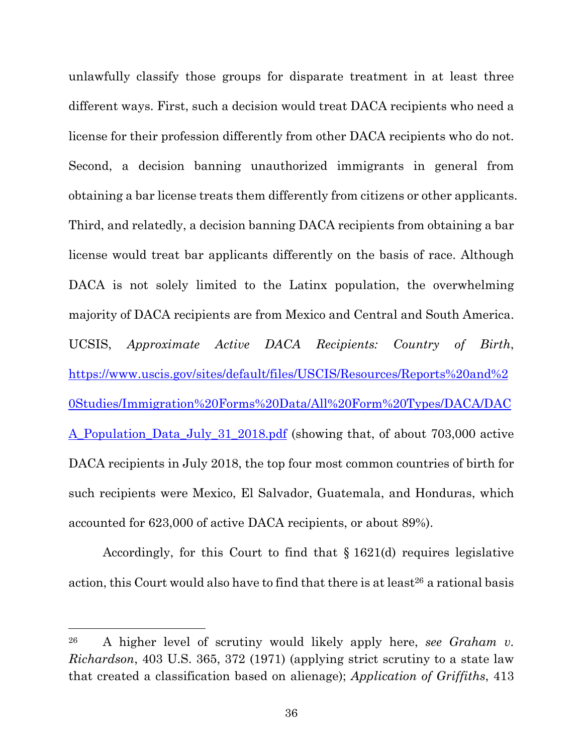unlawfully classify those groups for disparate treatment in at least three different ways. First, such a decision would treat DACA recipients who need a license for their profession differently from other DACA recipients who do not. Second, a decision banning unauthorized immigrants in general from obtaining a bar license treats them differently from citizens or other applicants. Third, and relatedly, a decision banning DACA recipients from obtaining a bar license would treat bar applicants differently on the basis of race. Although DACA is not solely limited to the Latinx population, the overwhelming majority of DACA recipients are from Mexico and Central and South America. UCSIS, *Approximate Active DACA Recipients: Country of Birth*, [https://www.uscis.gov/sites/default/files/USCIS/Resources/Reports%20and%20Studies/Immigration%20Forms%20Data/All%20Form%20Types/DACA/DACA_Population_Data_July_31_2018.pdf](https://www.uscis.gov/sites/default/files/USCIS/Resources/Reports%20and%20Studies/Immigration%20Forms%20Data/All%20Form%20Types/DACA/DACA_Population_Data_July_31_2018.pdf) (showing that, of about 703,000 active DACA recipients in July 2018, the top four most common countries of birth for such recipients were Mexico, El Salvador, Guatemala, and Honduras, which accounted for 623,000 of active DACA recipients, or about 89%).

Accordingly, for this Court to find that § 1621(d) requires legislative action, this Court would also have to find that there is at least[26] a rational basis

[26] A higher level of scrutiny would likely apply here, *see Graham v. Richardson*, 403 U.S. 365, 372 (1971) (applying strict scrutiny to a state law that created a classification based on alienage); *Application of Griffiths*, 413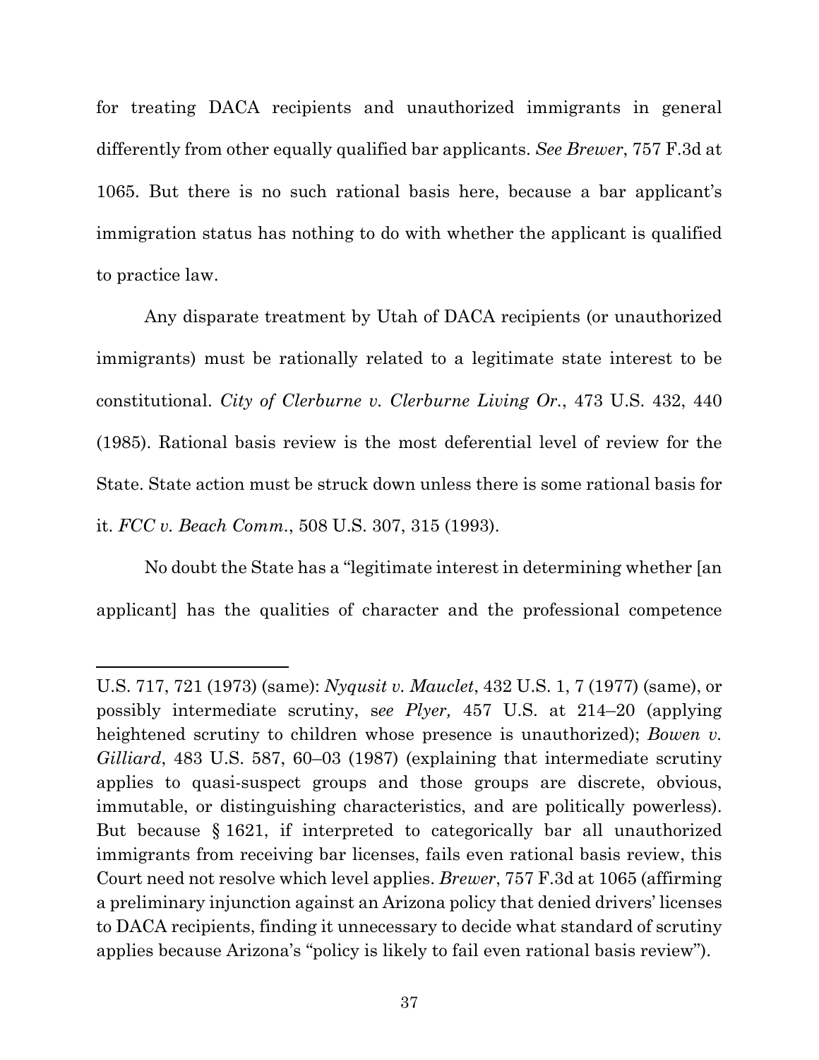for treating DACA recipients and unauthorized immigrants in general differently from other equally qualified bar applicants. *See Brewer*, 757 F.3d at 1065. But there is no such rational basis here, because a bar applicant's immigration status has nothing to do with whether the applicant is qualified to practice law.

Any disparate treatment by Utah of DACA recipients (or unauthorized immigrants) must be rationally related to a legitimate state interest to be constitutional. *City of Clerburne v. Clerburne Living Or.*, 473 U.S. 432, 440 (1985). Rational basis review is the most deferential level of review for the State. State action must be struck down unless there is some rational basis for it. *FCC v. Beach Comm.*, 508 U.S. 307, 315 (1993).

No doubt the State has a "legitimate interest in determining whether [an applicant] has the qualities of character and the professional competence

---

U.S. 717, 721 (1973) (same): *Nyqusit v. Mauclet*, 432 U.S. 1, 7 (1977) (same), or possibly intermediate scrutiny, s*ee Plyer,* 457 U.S. at 214–20 (applying heightened scrutiny to children whose presence is unauthorized); *Bowen v. Gilliard*, 483 U.S. 587, 60–03 (1987) (explaining that intermediate scrutiny applies to quasi-suspect groups and those groups are discrete, obvious, immutable, or distinguishing characteristics, and are politically powerless). But because § 1621, if interpreted to categorically bar all unauthorized immigrants from receiving bar licenses, fails even rational basis review, this Court need not resolve which level applies. *Brewer*, 757 F.3d at 1065 (affirming a preliminary injunction against an Arizona policy that denied drivers' licenses to DACA recipients, finding it unnecessary to decide what standard of scrutiny applies because Arizona's "policy is likely to fail even rational basis review").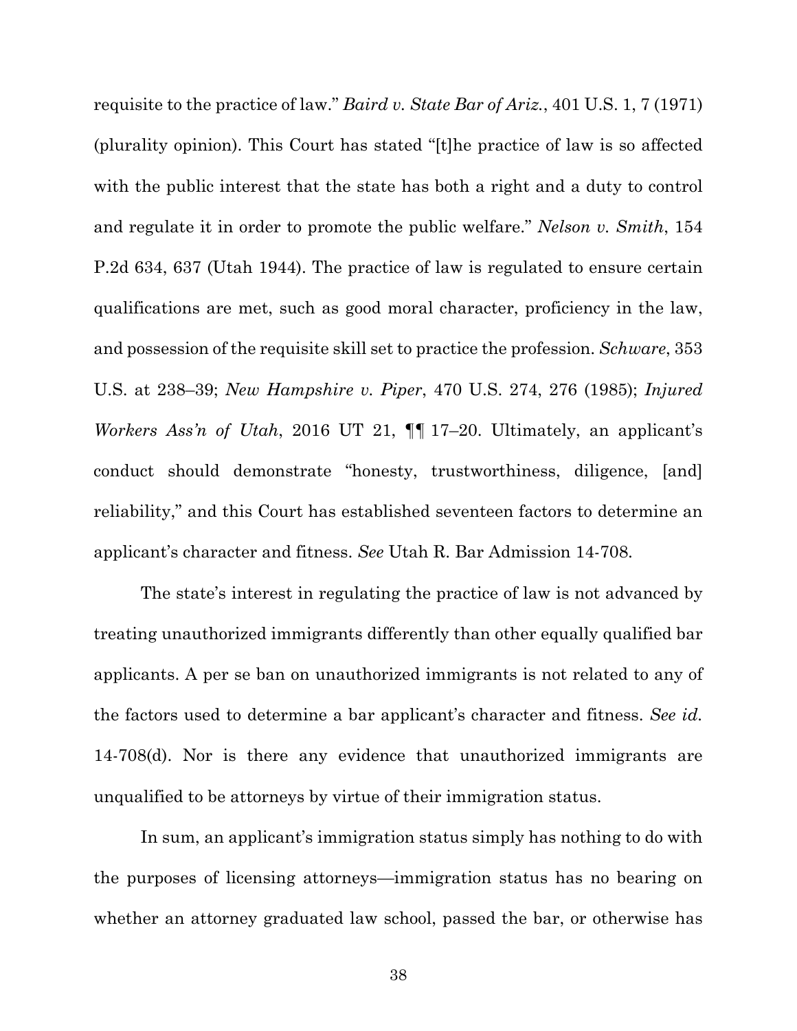requisite to the practice of law." *Baird v. State Bar of Ariz.*, 401 U.S. 1, 7 (1971) (plurality opinion). This Court has stated "[t]he practice of law is so affected with the public interest that the state has both a right and a duty to control and regulate it in order to promote the public welfare." *Nelson v. Smith*, 154 P.2d 634, 637 (Utah 1944). The practice of law is regulated to ensure certain qualifications are met, such as good moral character, proficiency in the law, and possession of the requisite skill set to practice the profession. *Schware*, 353 U.S. at 238–39; *New Hampshire v. Piper*, 470 U.S. 274, 276 (1985); *Injured Workers Ass'n of Utah*, 2016 UT 21, ¶¶ 17–20. Ultimately, an applicant's conduct should demonstrate "honesty, trustworthiness, diligence, [and] reliability," and this Court has established seventeen factors to determine an applicant's character and fitness. *See* Utah R. Bar Admission 14-708.

The state's interest in regulating the practice of law is not advanced by treating unauthorized immigrants differently than other equally qualified bar applicants. A per se ban on unauthorized immigrants is not related to any of the factors used to determine a bar applicant's character and fitness. *See id.* 14-708(d). Nor is there any evidence that unauthorized immigrants are unqualified to be attorneys by virtue of their immigration status.

In sum, an applicant's immigration status simply has nothing to do with the purposes of licensing attorneys—immigration status has no bearing on whether an attorney graduated law school, passed the bar, or otherwise has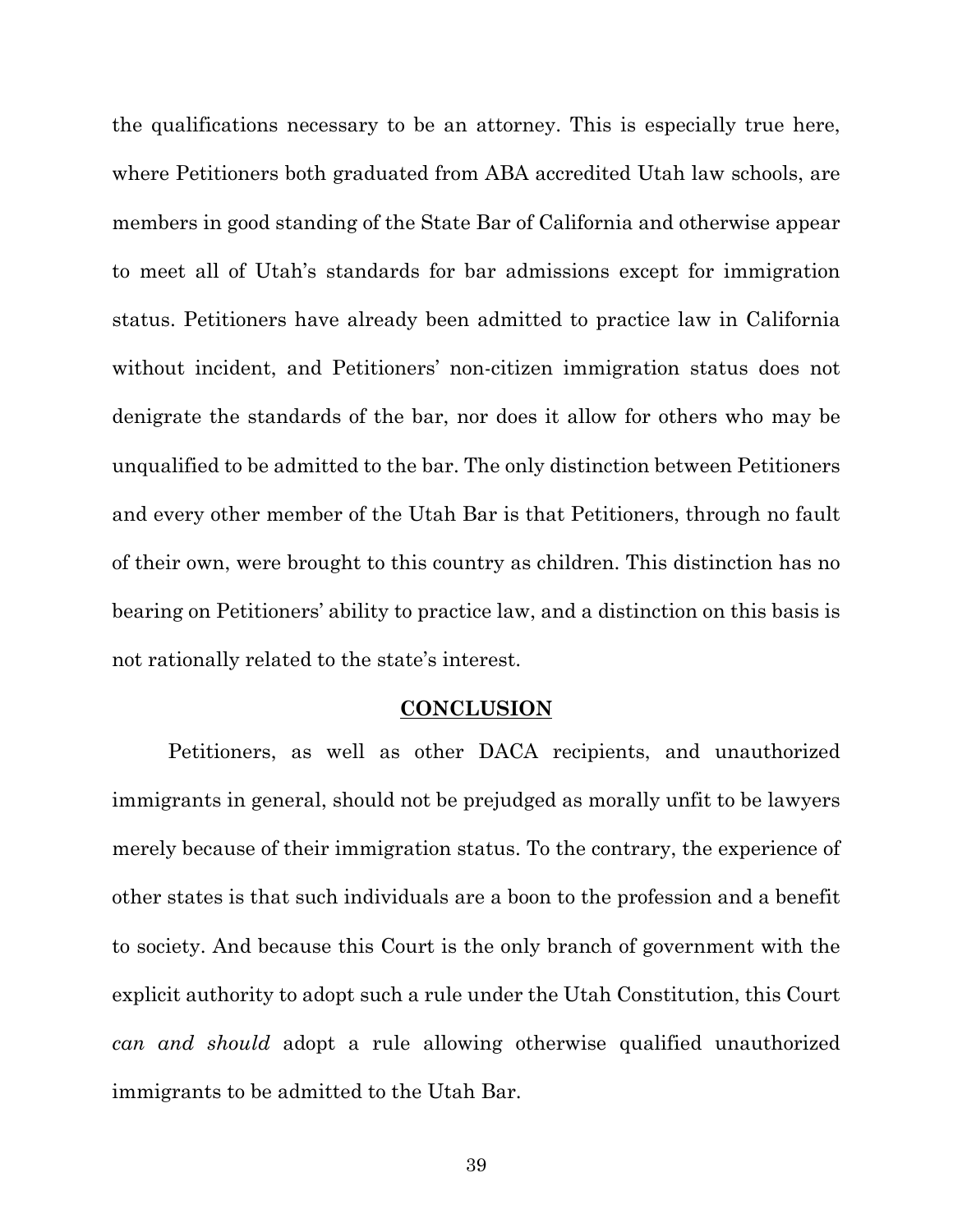the qualifications necessary to be an attorney. This is especially true here, where Petitioners both graduated from ABA accredited Utah law schools, are members in good standing of the State Bar of California and otherwise appear to meet all of Utah's standards for bar admissions except for immigration status. Petitioners have already been admitted to practice law in California without incident, and Petitioners' non-citizen immigration status does not denigrate the standards of the bar, nor does it allow for others who may be unqualified to be admitted to the bar. The only distinction between Petitioners and every other member of the Utah Bar is that Petitioners, through no fault of their own, were brought to this country as children. This distinction has no bearing on Petitioners' ability to practice law, and a distinction on this basis is not rationally related to the state's interest.

## **CONCLUSION**

Petitioners, as well as other DACA recipients, and unauthorized immigrants in general, should not be prejudged as morally unfit to be lawyers merely because of their immigration status. To the contrary, the experience of other states is that such individuals are a boon to the profession and a benefit to society. And because this Court is the only branch of government with the explicit authority to adopt such a rule under the Utah Constitution, this Court *can and should* adopt a rule allowing otherwise qualified unauthorized immigrants to be admitted to the Utah Bar.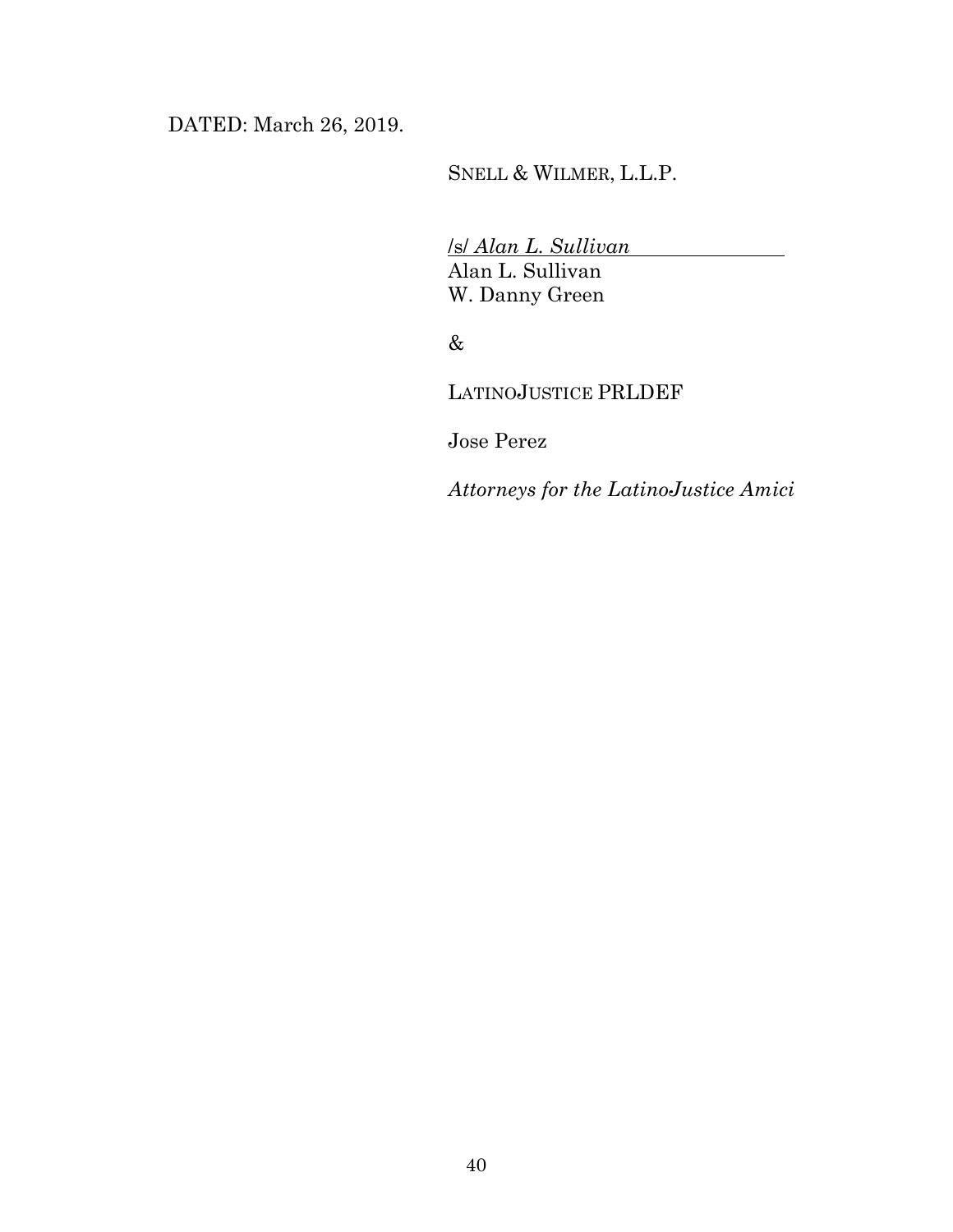DATED: March 26, 2019.

SNELL & WILMER, L.L.P.

/s/ *Alan L. Sullivan*
Alan L. Sullivan
W. Danny Green

&

LATINOJUSTICE PRLDEF

Jose Perez

*Attorneys for the LatinoJustice Amici*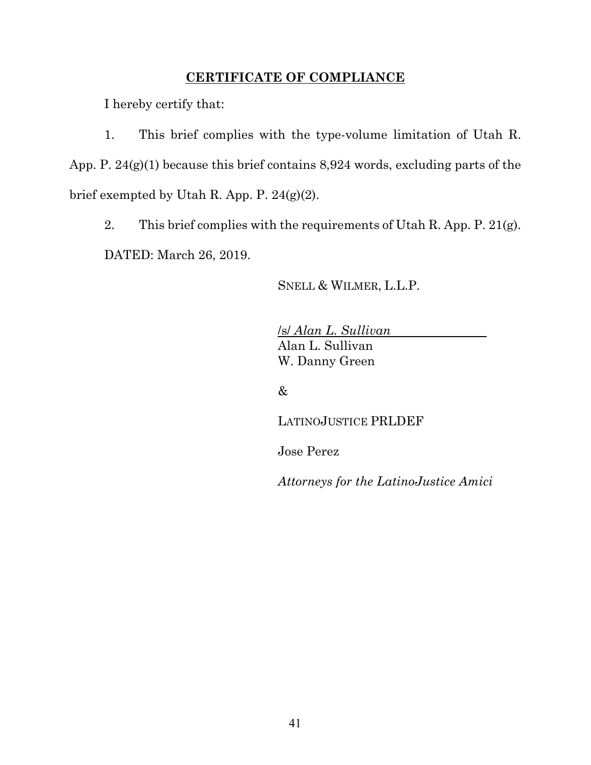## CERTIFICATE OF COMPLIANCE

I hereby certify that:

1. This brief complies with the type-volume limitation of Utah R. App. P. 24(g)(1) because this brief contains 8,924 words, excluding parts of the brief exempted by Utah R. App. P. 24(g)(2).

2. This brief complies with the requirements of Utah R. App. P. 21(g).

DATED: March 26, 2019.

SNELL & WILMER, L.L.P.

/s/ *Alan L. Sullivan*
Alan L. Sullivan
W. Danny Green

&

LATINOJUSTICE PRLDEF

Jose Perez

*Attorneys for the LatinoJustice Amici*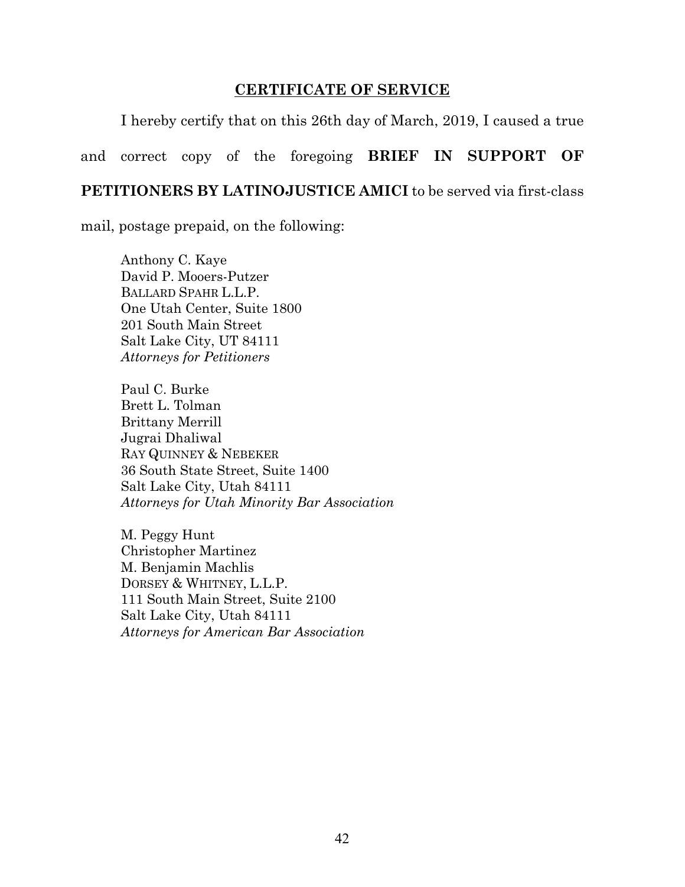## CERTIFICATE OF SERVICE

I hereby certify that on this 26th day of March, 2019, I caused a true and correct copy of the foregoing **BRIEF IN SUPPORT OF PETITIONERS BY LATINOJUSTICE AMICI** to be served via first-class mail, postage prepaid, on the following:

Anthony C. Kaye
David P. Mooers-Putzer
BALLARD SPAHR L.L.P.
One Utah Center, Suite 1800
201 South Main Street
Salt Lake City, UT 84111
*Attorneys for Petitioners*

Paul C. Burke
Brett L. Tolman
Brittany Merrill
Jugrai Dhaliwal
RAY QUINNEY & NEBEKER
36 South State Street, Suite 1400
Salt Lake City, Utah 84111
*Attorneys for Utah Minority Bar Association*

M. Peggy Hunt
Christopher Martinez
M. Benjamin Machlis
DORSEY & WHITNEY, L.L.P.
111 South Main Street, Suite 2100
Salt Lake City, Utah 84111
*Attorneys for American Bar Association*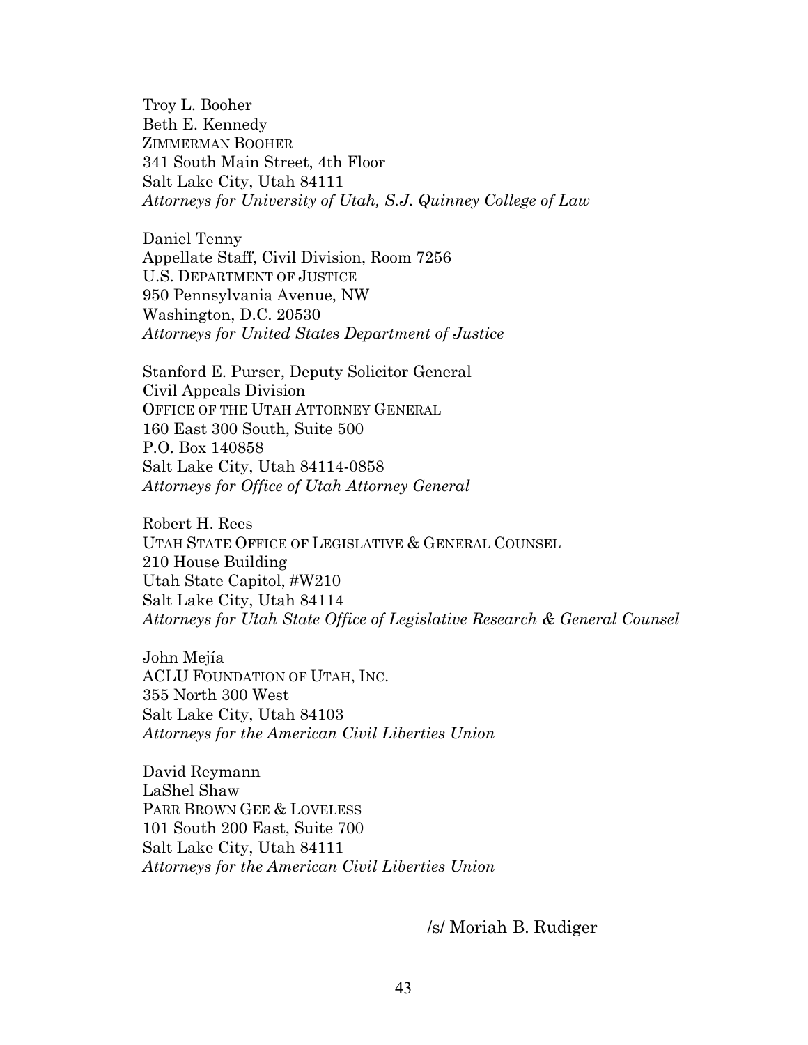Troy L. Booher
Beth E. Kennedy
ZIMMERMAN BOOHER
341 South Main Street, 4th Floor
Salt Lake City, Utah 84111
*Attorneys for University of Utah, S.J. Quinney College of Law*

Daniel Tenny
Appellate Staff, Civil Division, Room 7256
U.S. DEPARTMENT OF JUSTICE
950 Pennsylvania Avenue, NW
Washington, D.C. 20530
*Attorneys for United States Department of Justice*

Stanford E. Purser, Deputy Solicitor General
Civil Appeals Division
OFFICE OF THE UTAH ATTORNEY GENERAL
160 East 300 South, Suite 500
P.O. Box 140858
Salt Lake City, Utah 84114-0858
*Attorneys for Office of Utah Attorney General*

Robert H. Rees
UTAH STATE OFFICE OF LEGISLATIVE & GENERAL COUNSEL
210 House Building
Utah State Capitol, #W210
Salt Lake City, Utah 84114
*Attorneys for Utah State Office of Legislative Research & General Counsel*

John Mejía
ACLU FOUNDATION OF UTAH, INC.
355 North 300 West
Salt Lake City, Utah 84103
*Attorneys for the American Civil Liberties Union*

David Reymann
LaShel Shaw
PARR BROWN GEE & LOVELESS
101 South 200 East, Suite 700
Salt Lake City, Utah 84111
*Attorneys for the American Civil Liberties Union*

/s/ Moriah B. Rudiger